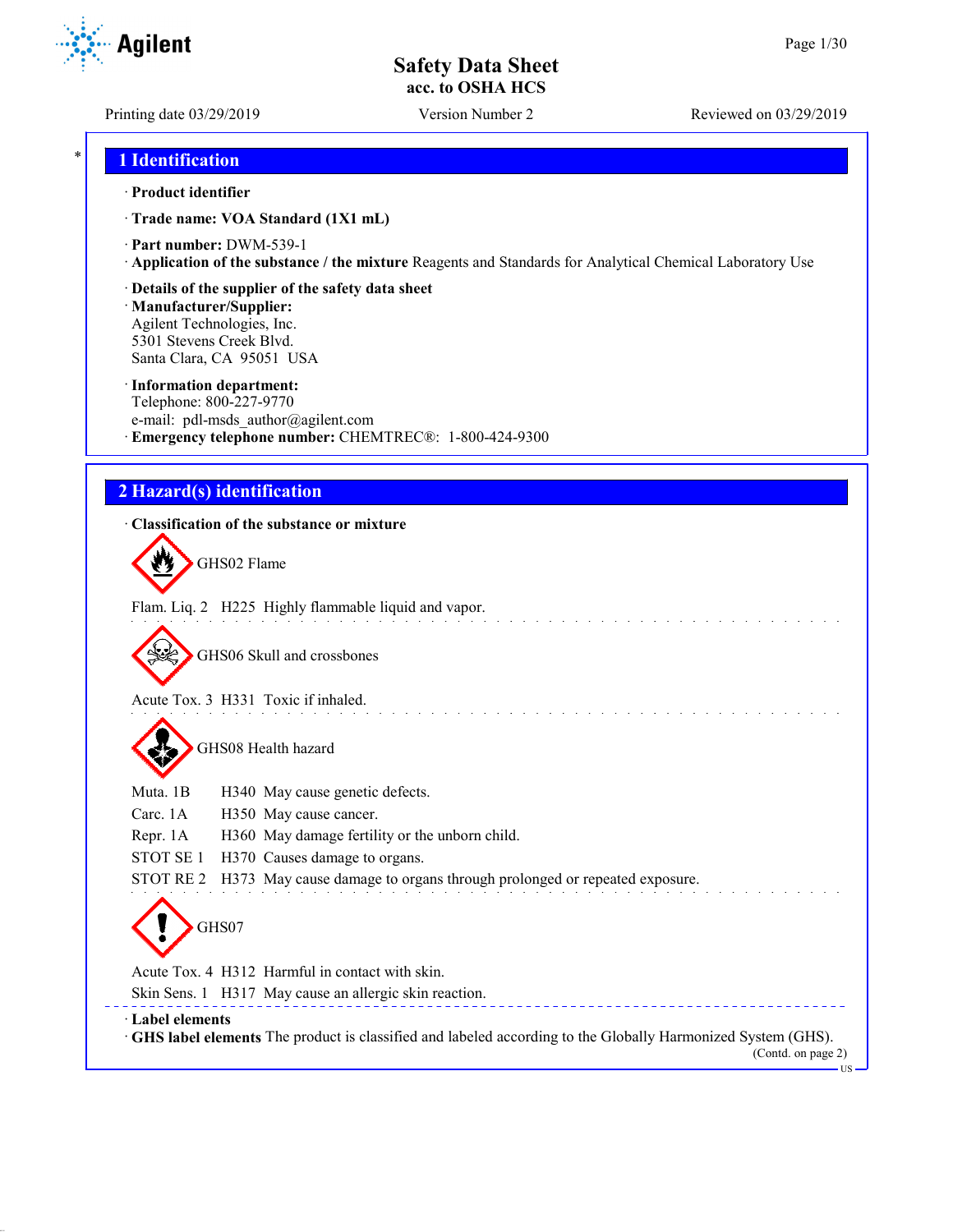# Safety Data Sheet
**acc. to OSHA HCS**

Printing date 03/29/2019 | Version Number 2 | Reviewed on 03/29/2019

## 1 Identification

· **Product identifier**

· **Trade name: VOA Standard (1X1 mL)**

· **Part number:** DWM-539-1
· **Application of the substance / the mixture** Reagents and Standards for Analytical Chemical Laboratory Use

· **Details of the supplier of the safety data sheet**
· **Manufacturer/Supplier:**
Agilent Technologies, Inc.
5301 Stevens Creek Blvd.
Santa Clara, CA 95051 USA

· **Information department:**
Telephone: 800-227-9770
e-mail: pdl-msds_author@agilent.com
· **Emergency telephone number:** CHEMTREC®: 1-800-424-9300

## 2 Hazard(s) identification

· **Classification of the substance or mixture**

GHS02 Flame

Flam. Liq. 2 H225 Highly flammable liquid and vapor.

GHS06 Skull and crossbones

Acute Tox. 3 H331 Toxic if inhaled.

GHS08 Health hazard

Muta. 1B H340 May cause genetic defects.
Carc. 1A H350 May cause cancer.
Repr. 1A H360 May damage fertility or the unborn child.
STOT SE 1 H370 Causes damage to organs.
STOT RE 2 H373 May cause damage to organs through prolonged or repeated exposure.

GHS07

Acute Tox. 4 H312 Harmful in contact with skin.
Skin Sens. 1 H317 May cause an allergic skin reaction.

· **Label elements**
· **GHS label elements** The product is classified and labeled according to the Globally Harmonized System (GHS).

(Contd. on page 2)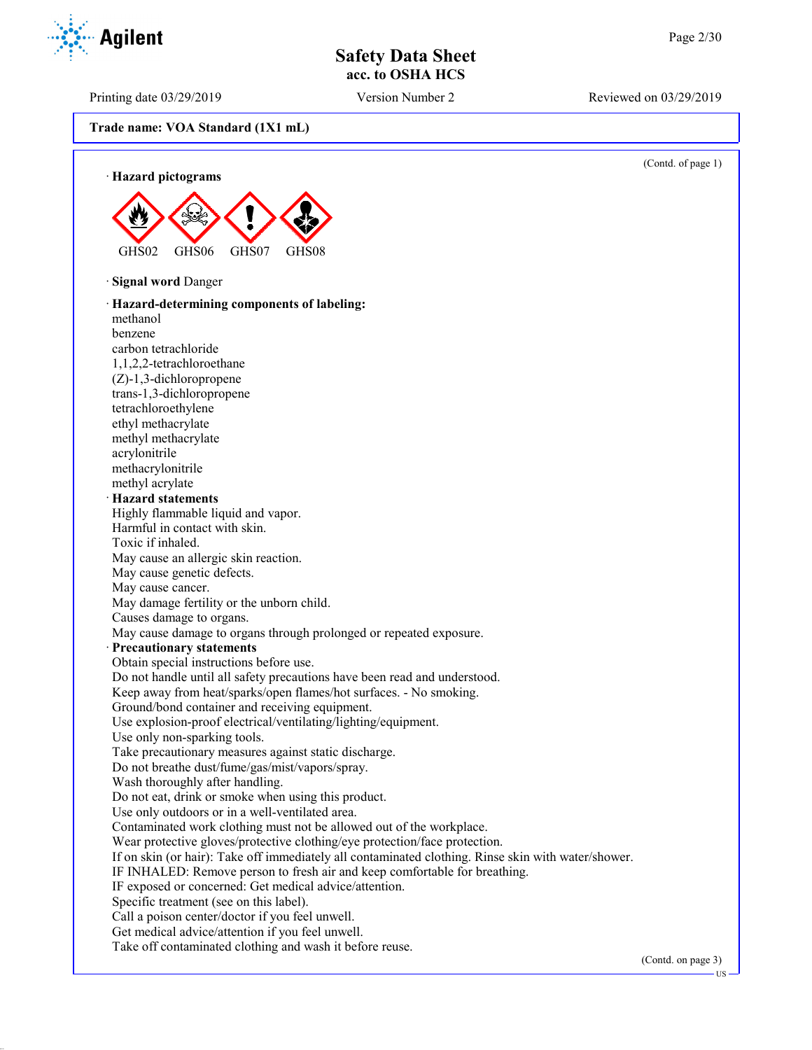**Trade name: VOA Standard (1X1 mL)**

(Contd. of page 1)

· **Hazard pictograms**

GHS02 GHS06 GHS07 GHS08

· **Signal word** Danger

· **Hazard-determining components of labeling:**
methanol
benzene
carbon tetrachloride
1,1,2,2-tetrachloroethane
(Z)-1,3-dichloropropene
trans-1,3-dichloropropene
tetrachloroethylene
ethyl methacrylate
methyl methacrylate
acrylonitrile
methacrylonitrile
methyl acrylate

· **Hazard statements**
Highly flammable liquid and vapor.
Harmful in contact with skin.
Toxic if inhaled.
May cause an allergic skin reaction.
May cause genetic defects.
May cause cancer.
May damage fertility or the unborn child.
Causes damage to organs.
May cause damage to organs through prolonged or repeated exposure.

· **Precautionary statements**
Obtain special instructions before use.
Do not handle until all safety precautions have been read and understood.
Keep away from heat/sparks/open flames/hot surfaces. - No smoking.
Ground/bond container and receiving equipment.
Use explosion-proof electrical/ventilating/lighting/equipment.
Use only non-sparking tools.
Take precautionary measures against static discharge.
Do not breathe dust/fume/gas/mist/vapors/spray.
Wash thoroughly after handling.
Do not eat, drink or smoke when using this product.
Use only outdoors or in a well-ventilated area.
Contaminated work clothing must not be allowed out of the workplace.
Wear protective gloves/protective clothing/eye protection/face protection.
If on skin (or hair): Take off immediately all contaminated clothing. Rinse skin with water/shower.
IF INHALED: Remove person to fresh air and keep comfortable for breathing.
IF exposed or concerned: Get medical advice/attention.
Specific treatment (see on this label).
Call a poison center/doctor if you feel unwell.
Get medical advice/attention if you feel unwell.
Take off contaminated clothing and wash it before reuse.

(Contd. on page 3)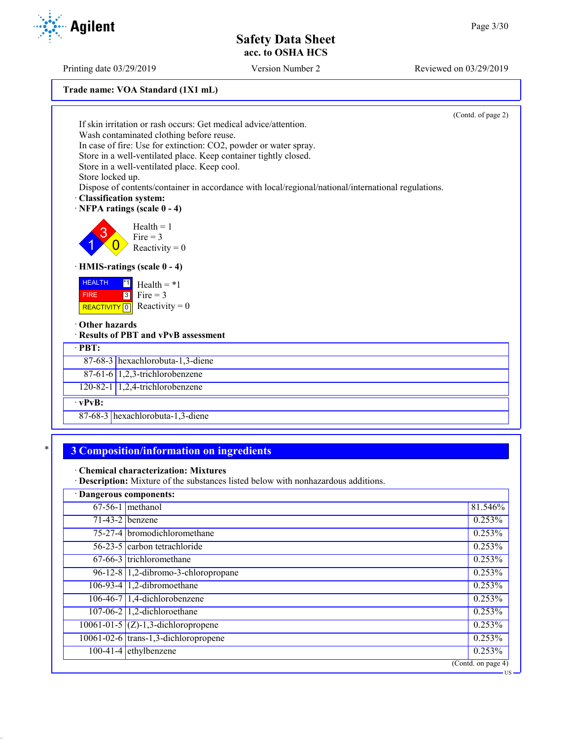Trade name: VOA Standard (1X1 mL)

(Contd. of page 2)

If skin irritation or rash occurs: Get medical advice/attention.
Wash contaminated clothing before reuse.
In case of fire: Use for extinction: CO2, powder or water spray.
Store in a well-ventilated place. Keep container tightly closed.
Store in a well-ventilated place. Keep cool.
Store locked up.
Dispose of contents/container in accordance with local/regional/national/international regulations.

· **Classification system:**

· **NFPA ratings (scale 0 - 4)**

Health = 1
Fire = 3
Reactivity = 0

· **HMIS-ratings (scale 0 - 4)**

| | |
|---|---|
| HEALTH | *1 |
| FIRE | 3 |
| REACTIVITY | 0 |

Health = *1
Fire = 3
Reactivity = 0

· **Other hazards**

· **Results of PBT and vPvB assessment**

· **PBT:**

| | |
|---|---|
| 87-68-3 | hexachlorobuta-1,3-diene |
| 87-61-6 | 1,2,3-trichlorobenzene |
| 120-82-1 | 1,2,4-trichlorobenzene |

· **vPvB:**

| | |
|---|---|
| 87-68-3 | hexachlorobuta-1,3-diene |

## 3 Composition/information on ingredients

· **Chemical characterization: Mixtures**

· **Description:** Mixture of the substances listed below with nonhazardous additions.

· **Dangerous components:**

| | | |
|---|---|---|
| 67-56-1 | methanol | 81.546% |
| 71-43-2 | benzene | 0.253% |
| 75-27-4 | bromodichloromethane | 0.253% |
| 56-23-5 | carbon tetrachloride | 0.253% |
| 67-66-3 | trichloromethane | 0.253% |
| 96-12-8 | 1,2-dibromo-3-chloropropane | 0.253% |
| 106-93-4 | 1,2-dibromoethane | 0.253% |
| 106-46-7 | 1,4-dichlorobenzene | 0.253% |
| 107-06-2 | 1,2-dichloroethane | 0.253% |
| 10061-01-5 | (Z)-1,3-dichloropropene | 0.253% |
| 10061-02-6 | trans-1,3-dichloropropene | 0.253% |
| 100-41-4 | ethylbenzene | 0.253% |

(Contd. on page 4)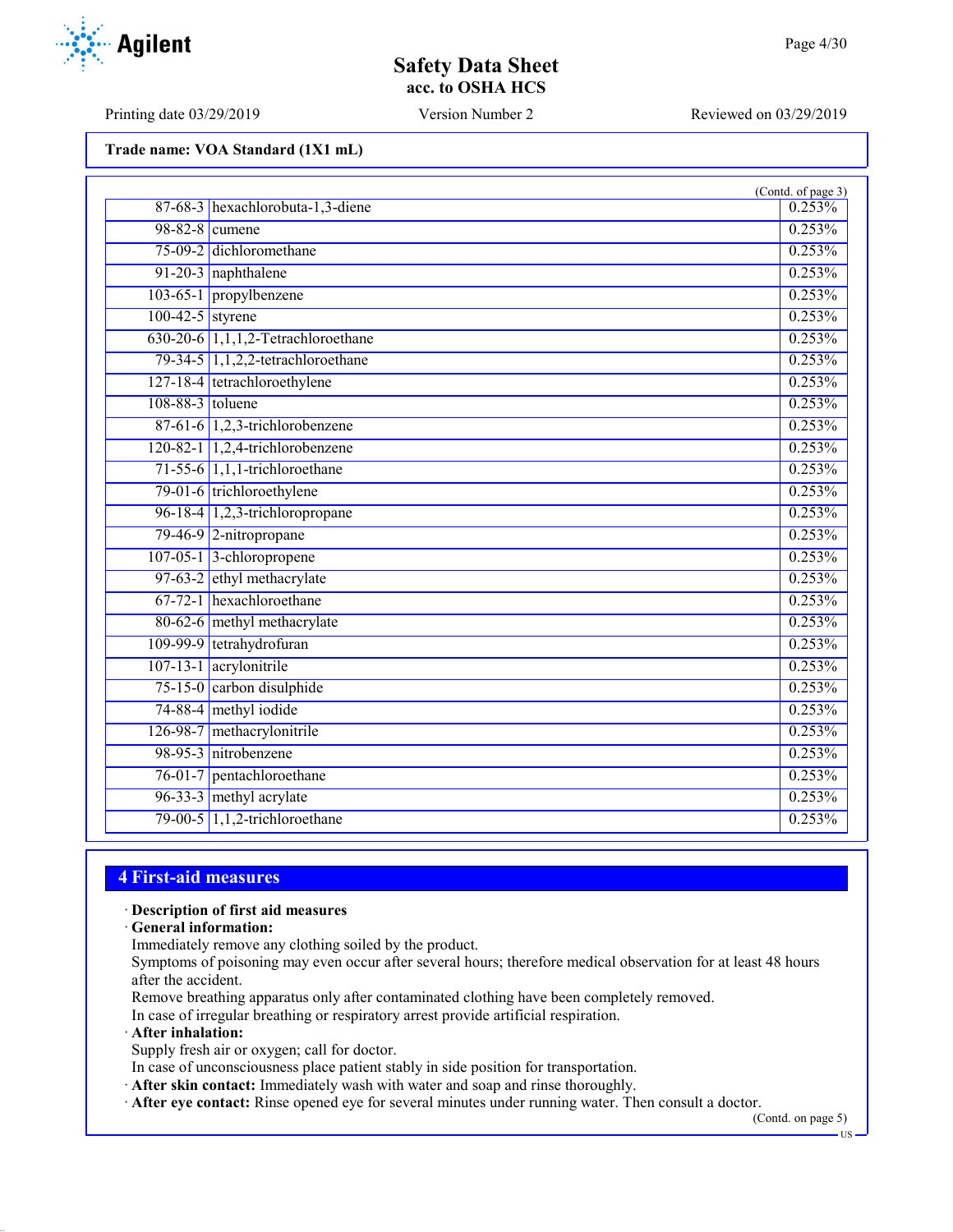Trade name: VOA Standard (1X1 mL)

(Contd. of page 3)

| | | |
|---|---|---|
| 87-68-3 | hexachlorobuta-1,3-diene | 0.253% |
| 98-82-8 | cumene | 0.253% |
| 75-09-2 | dichloromethane | 0.253% |
| 91-20-3 | naphthalene | 0.253% |
| 103-65-1 | propylbenzene | 0.253% |
| 100-42-5 | styrene | 0.253% |
| 630-20-6 | 1,1,1,2-Tetrachloroethane | 0.253% |
| 79-34-5 | 1,1,2,2-tetrachloroethane | 0.253% |
| 127-18-4 | tetrachloroethylene | 0.253% |
| 108-88-3 | toluene | 0.253% |
| 87-61-6 | 1,2,3-trichlorobenzene | 0.253% |
| 120-82-1 | 1,2,4-trichlorobenzene | 0.253% |
| 71-55-6 | 1,1,1-trichloroethane | 0.253% |
| 79-01-6 | trichloroethylene | 0.253% |
| 96-18-4 | 1,2,3-trichloropropane | 0.253% |
| 79-46-9 | 2-nitropropane | 0.253% |
| 107-05-1 | 3-chloropropene | 0.253% |
| 97-63-2 | ethyl methacrylate | 0.253% |
| 67-72-1 | hexachloroethane | 0.253% |
| 80-62-6 | methyl methacrylate | 0.253% |
| 109-99-9 | tetrahydrofuran | 0.253% |
| 107-13-1 | acrylonitrile | 0.253% |
| 75-15-0 | carbon disulphide | 0.253% |
| 74-88-4 | methyl iodide | 0.253% |
| 126-98-7 | methacrylonitrile | 0.253% |
| 98-95-3 | nitrobenzene | 0.253% |
| 76-01-7 | pentachloroethane | 0.253% |
| 96-33-3 | methyl acrylate | 0.253% |
| 79-00-5 | 1,1,2-trichloroethane | 0.253% |

## 4 First-aid measures

· **Description of first aid measures**
· **General information:**
Immediately remove any clothing soiled by the product.
Symptoms of poisoning may even occur after several hours; therefore medical observation for at least 48 hours after the accident.
Remove breathing apparatus only after contaminated clothing have been completely removed.
In case of irregular breathing or respiratory arrest provide artificial respiration.
· **After inhalation:**
Supply fresh air or oxygen; call for doctor.
In case of unconsciousness place patient stably in side position for transportation.
· **After skin contact:** Immediately wash with water and soap and rinse thoroughly.
· **After eye contact:** Rinse opened eye for several minutes under running water. Then consult a doctor.

(Contd. on page 5)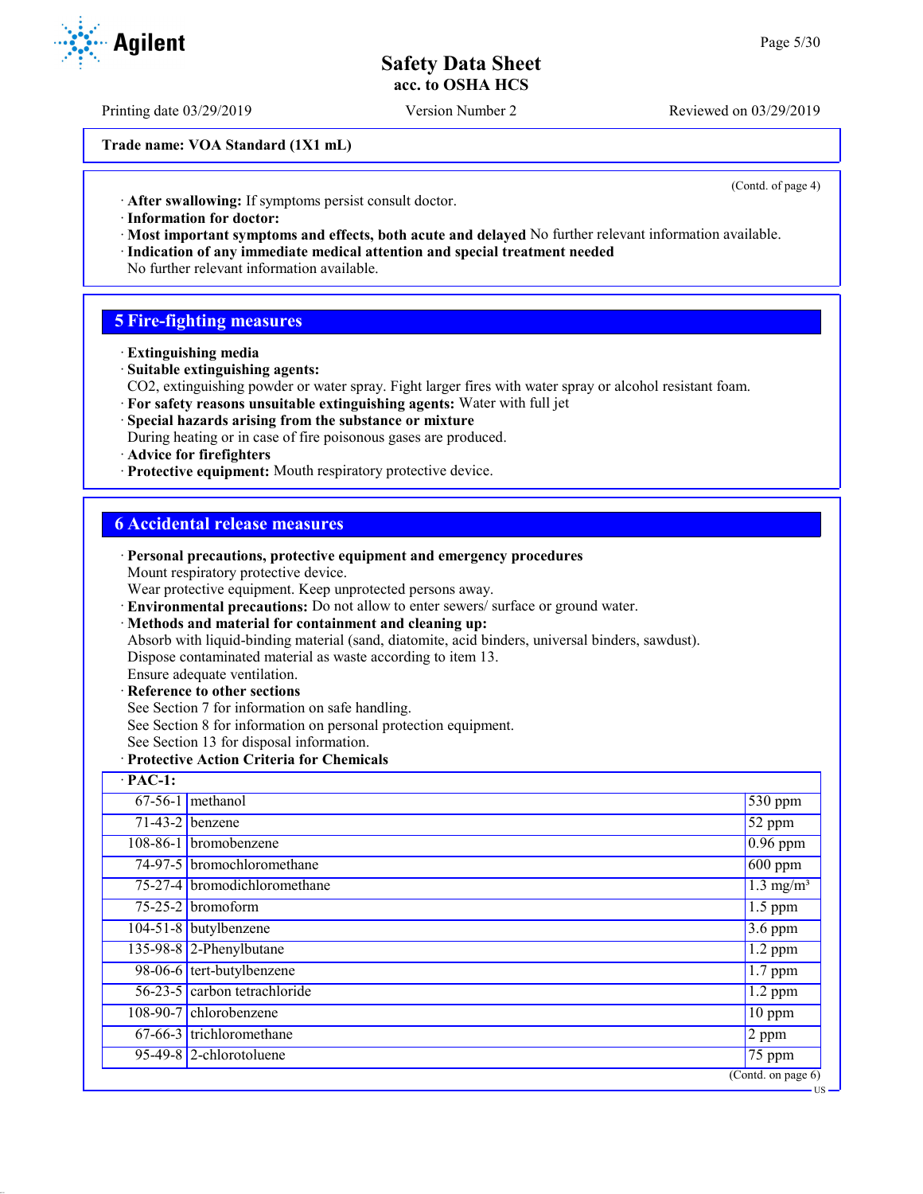(Contd. of page 4)

· **After swallowing:** If symptoms persist consult doctor.
· **Information for doctor:**
· **Most important symptoms and effects, both acute and delayed** No further relevant information available.
· **Indication of any immediate medical attention and special treatment needed**
No further relevant information available.

## 5 Fire-fighting measures

· **Extinguishing media**
· **Suitable extinguishing agents:**
CO2, extinguishing powder or water spray. Fight larger fires with water spray or alcohol resistant foam.
· **For safety reasons unsuitable extinguishing agents:** Water with full jet
· **Special hazards arising from the substance or mixture**
During heating or in case of fire poisonous gases are produced.
· **Advice for firefighters**
· **Protective equipment:** Mouth respiratory protective device.

## 6 Accidental release measures

· **Personal precautions, protective equipment and emergency procedures**
Mount respiratory protective device.
Wear protective equipment. Keep unprotected persons away.
· **Environmental precautions:** Do not allow to enter sewers/ surface or ground water.
· **Methods and material for containment and cleaning up:**
Absorb with liquid-binding material (sand, diatomite, acid binders, universal binders, sawdust).
Dispose contaminated material as waste according to item 13.
Ensure adequate ventilation.
· **Reference to other sections**
See Section 7 for information on safe handling.
See Section 8 for information on personal protection equipment.
See Section 13 for disposal information.
· **Protective Action Criteria for Chemicals**

| · **PAC-1:** | | |
|---|---|---|
| 67-56-1 | methanol | 530 ppm |
| 71-43-2 | benzene | 52 ppm |
| 108-86-1 | bromobenzene | 0.96 ppm |
| 74-97-5 | bromochloromethane | 600 ppm |
| 75-27-4 | bromodichloromethane | 1.3 mg/m³ |
| 75-25-2 | bromoform | 1.5 ppm |
| 104-51-8 | butylbenzene | 3.6 ppm |
| 135-98-8 | 2-Phenylbutane | 1.2 ppm |
| 98-06-6 | tert-butylbenzene | 1.7 ppm |
| 56-23-5 | carbon tetrachloride | 1.2 ppm |
| 108-90-7 | chlorobenzene | 10 ppm |
| 67-66-3 | trichloromethane | 2 ppm |
| 95-49-8 | 2-chlorotoluene | 75 ppm |

(Contd. on page 6)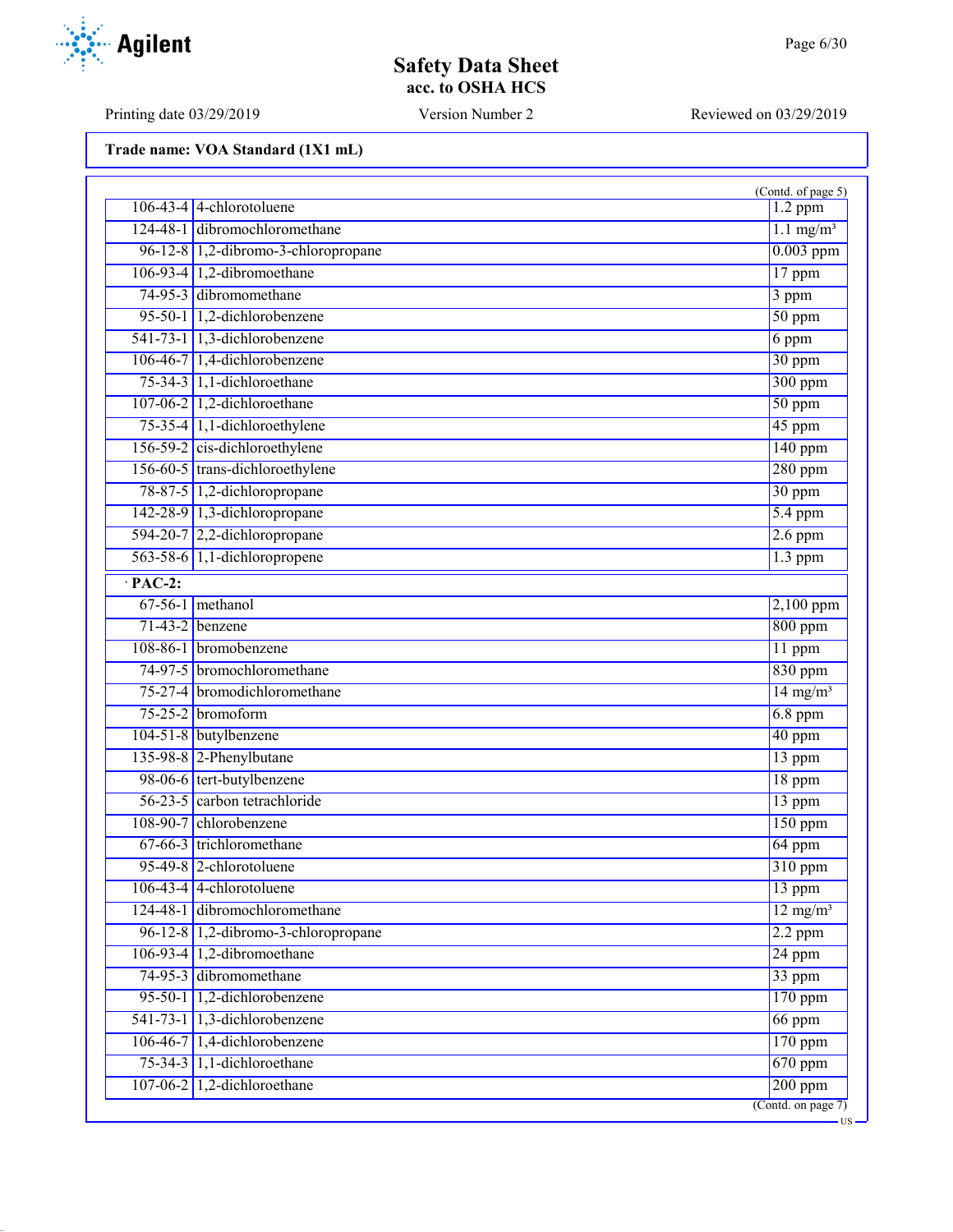**Trade name: VOA Standard (1X1 mL)**

(Contd. of page 5)

| | | |
|---|---|---|
| 106-43-4 | 4-chlorotoluene | 1.2 ppm |
| 124-48-1 | dibromochloromethane | 1.1 mg/m³ |
| 96-12-8 | 1,2-dibromo-3-chloropropane | 0.003 ppm |
| 106-93-4 | 1,2-dibromoethane | 17 ppm |
| 74-95-3 | dibromomethane | 3 ppm |
| 95-50-1 | 1,2-dichlorobenzene | 50 ppm |
| 541-73-1 | 1,3-dichlorobenzene | 6 ppm |
| 106-46-7 | 1,4-dichlorobenzene | 30 ppm |
| 75-34-3 | 1,1-dichloroethane | 300 ppm |
| 107-06-2 | 1,2-dichloroethane | 50 ppm |
| 75-35-4 | 1,1-dichloroethylene | 45 ppm |
| 156-59-2 | cis-dichloroethylene | 140 ppm |
| 156-60-5 | trans-dichloroethylene | 280 ppm |
| 78-87-5 | 1,2-dichloropropane | 30 ppm |
| 142-28-9 | 1,3-dichloropropane | 5.4 ppm |
| 594-20-7 | 2,2-dichloropropane | 2.6 ppm |
| 563-58-6 | 1,1-dichloropropene | 1.3 ppm |

· **PAC-2:**

| | | |
|---|---|---|
| 67-56-1 | methanol | 2,100 ppm |
| 71-43-2 | benzene | 800 ppm |
| 108-86-1 | bromobenzene | 11 ppm |
| 74-97-5 | bromochloromethane | 830 ppm |
| 75-27-4 | bromodichloromethane | 14 mg/m³ |
| 75-25-2 | bromoform | 6.8 ppm |
| 104-51-8 | butylbenzene | 40 ppm |
| 135-98-8 | 2-Phenylbutane | 13 ppm |
| 98-06-6 | tert-butylbenzene | 18 ppm |
| 56-23-5 | carbon tetrachloride | 13 ppm |
| 108-90-7 | chlorobenzene | 150 ppm |
| 67-66-3 | trichloromethane | 64 ppm |
| 95-49-8 | 2-chlorotoluene | 310 ppm |
| 106-43-4 | 4-chlorotoluene | 13 ppm |
| 124-48-1 | dibromochloromethane | 12 mg/m³ |
| 96-12-8 | 1,2-dibromo-3-chloropropane | 2.2 ppm |
| 106-93-4 | 1,2-dibromoethane | 24 ppm |
| 74-95-3 | dibromomethane | 33 ppm |
| 95-50-1 | 1,2-dichlorobenzene | 170 ppm |
| 541-73-1 | 1,3-dichlorobenzene | 66 ppm |
| 106-46-7 | 1,4-dichlorobenzene | 170 ppm |
| 75-34-3 | 1,1-dichloroethane | 670 ppm |
| 107-06-2 | 1,2-dichloroethane | 200 ppm |

(Contd. on page 7)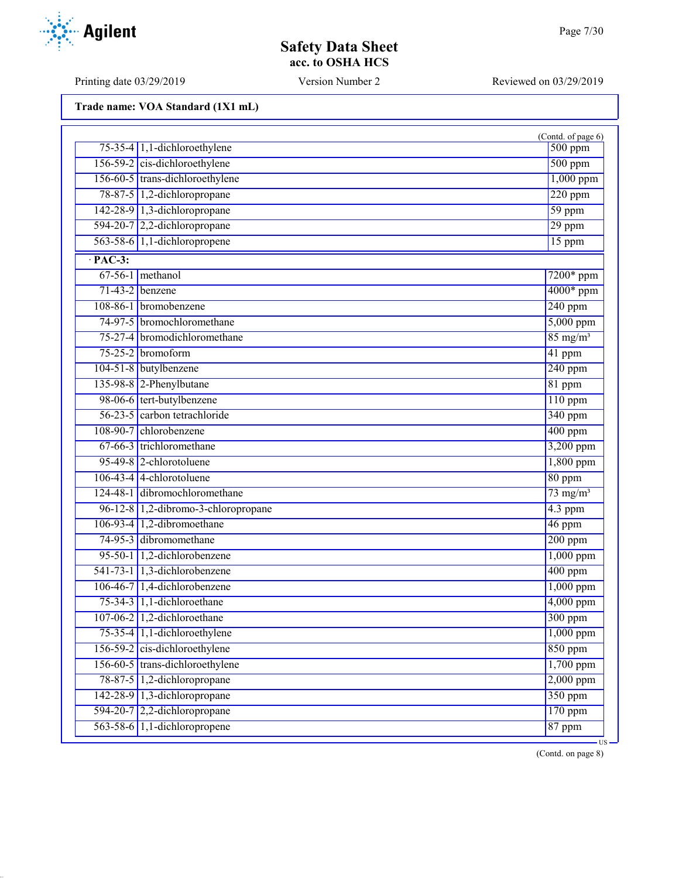**Trade name: VOA Standard (1X1 mL)**

(Contd. of page 6)

| | | |
|---|---|---|
| 75-35-4 | 1,1-dichloroethylene | 500 ppm |
| 156-59-2 | cis-dichloroethylene | 500 ppm |
| 156-60-5 | trans-dichloroethylene | 1,000 ppm |
| 78-87-5 | 1,2-dichloropropane | 220 ppm |
| 142-28-9 | 1,3-dichloropropane | 59 ppm |
| 594-20-7 | 2,2-dichloropropane | 29 ppm |
| 563-58-6 | 1,1-dichloropropene | 15 ppm |

· **PAC-3:**

| | | |
|---|---|---|
| 67-56-1 | methanol | 7200* ppm |
| 71-43-2 | benzene | 4000* ppm |
| 108-86-1 | bromobenzene | 240 ppm |
| 74-97-5 | bromochloromethane | 5,000 ppm |
| 75-27-4 | bromodichloromethane | 85 mg/m³ |
| 75-25-2 | bromoform | 41 ppm |
| 104-51-8 | butylbenzene | 240 ppm |
| 135-98-8 | 2-Phenylbutane | 81 ppm |
| 98-06-6 | tert-butylbenzene | 110 ppm |
| 56-23-5 | carbon tetrachloride | 340 ppm |
| 108-90-7 | chlorobenzene | 400 ppm |
| 67-66-3 | trichloromethane | 3,200 ppm |
| 95-49-8 | 2-chlorotoluene | 1,800 ppm |
| 106-43-4 | 4-chlorotoluene | 80 ppm |
| 124-48-1 | dibromochloromethane | 73 mg/m³ |
| 96-12-8 | 1,2-dibromo-3-chloropropane | 4.3 ppm |
| 106-93-4 | 1,2-dibromoethane | 46 ppm |
| 74-95-3 | dibromomethane | 200 ppm |
| 95-50-1 | 1,2-dichlorobenzene | 1,000 ppm |
| 541-73-1 | 1,3-dichlorobenzene | 400 ppm |
| 106-46-7 | 1,4-dichlorobenzene | 1,000 ppm |
| 75-34-3 | 1,1-dichloroethane | 4,000 ppm |
| 107-06-2 | 1,2-dichloroethane | 300 ppm |
| 75-35-4 | 1,1-dichloroethylene | 1,000 ppm |
| 156-59-2 | cis-dichloroethylene | 850 ppm |
| 156-60-5 | trans-dichloroethylene | 1,700 ppm |
| 78-87-5 | 1,2-dichloropropane | 2,000 ppm |
| 142-28-9 | 1,3-dichloropropane | 350 ppm |
| 594-20-7 | 2,2-dichloropropane | 170 ppm |
| 563-58-6 | 1,1-dichloropropene | 87 ppm |

(Contd. on page 8)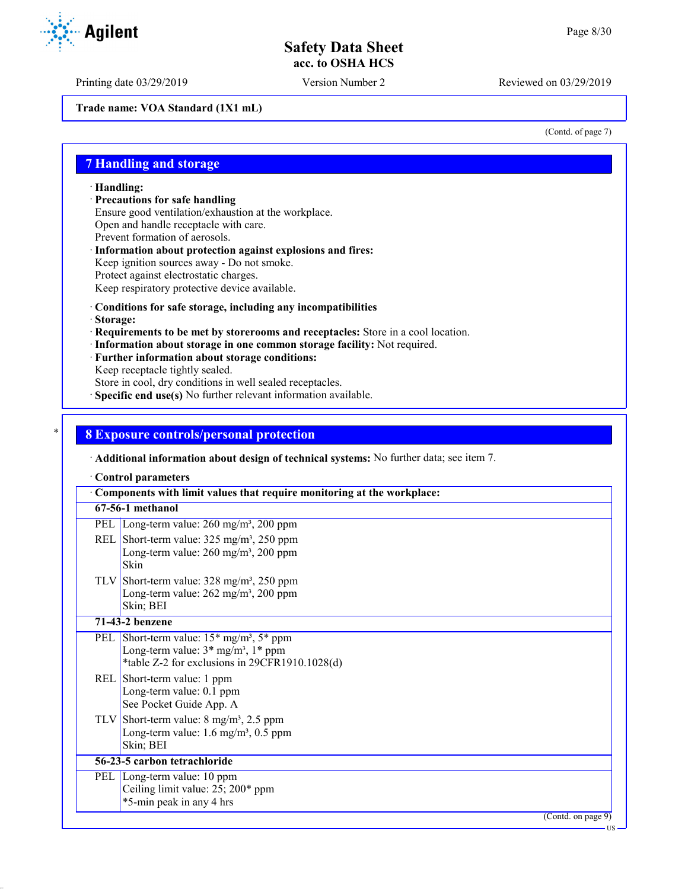Trade name: VOA Standard (1X1 mL)

(Contd. of page 7)

## 7 Handling and storage

· **Handling:**

· **Precautions for safe handling**
Ensure good ventilation/exhaustion at the workplace.
Open and handle receptacle with care.
Prevent formation of aerosols.

· **Information about protection against explosions and fires:**
Keep ignition sources away - Do not smoke.
Protect against electrostatic charges.
Keep respiratory protective device available.

· **Conditions for safe storage, including any incompatibilities**

· **Storage:**

· **Requirements to be met by storerooms and receptacles:** Store in a cool location.

· **Information about storage in one common storage facility:** Not required.

· **Further information about storage conditions:**
Keep receptacle tightly sealed.
Store in cool, dry conditions in well sealed receptacles.

· **Specific end use(s)** No further relevant information available.

## 8 Exposure controls/personal protection

· **Additional information about design of technical systems:** No further data; see item 7.

· **Control parameters**

| · Components with limit values that require monitoring at the workplace: | |
|---|---|
| **67-56-1 methanol** | |
| PEL | Long-term value: 260 mg/m³, 200 ppm |
| REL | Short-term value: 325 mg/m³, 250 ppm<br>Long-term value: 260 mg/m³, 200 ppm<br>Skin |
| TLV | Short-term value: 328 mg/m³, 250 ppm<br>Long-term value: 262 mg/m³, 200 ppm<br>Skin; BEI |
| **71-43-2 benzene** | |
| PEL | Short-term value: 15* mg/m³, 5* ppm<br>Long-term value: 3* mg/m³, 1* ppm<br>*table Z-2 for exclusions in 29CFR1910.1028(d) |
| REL | Short-term value: 1 ppm<br>Long-term value: 0.1 ppm<br>See Pocket Guide App. A |
| TLV | Short-term value: 8 mg/m³, 2.5 ppm<br>Long-term value: 1.6 mg/m³, 0.5 ppm<br>Skin; BEI |
| **56-23-5 carbon tetrachloride** | |
| PEL | Long-term value: 10 ppm<br>Ceiling limit value: 25; 200* ppm<br>*5-min peak in any 4 hrs |

(Contd. on page 9)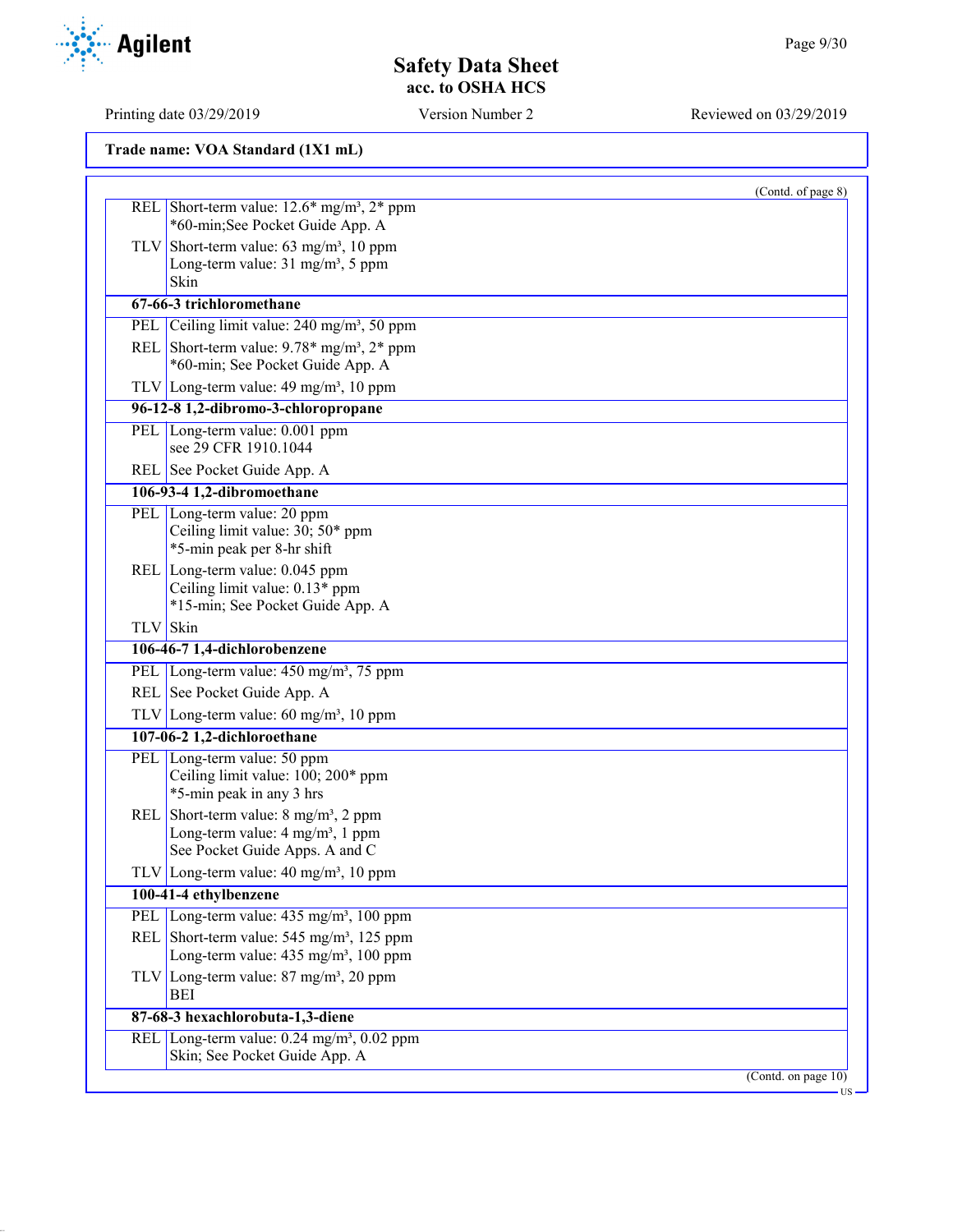**Trade name: VOA Standard (1X1 mL)**

(Contd. of page 8)

| | |
|---|---|
| REL | Short-term value: 12.6* mg/m³, 2* ppm<br>*60-min;See Pocket Guide App. A |
| TLV | Short-term value: 63 mg/m³, 10 ppm<br>Long-term value: 31 mg/m³, 5 ppm<br>Skin |
| **67-66-3 trichloromethane** | |
| PEL | Ceiling limit value: 240 mg/m³, 50 ppm |
| REL | Short-term value: 9.78* mg/m³, 2* ppm<br>*60-min; See Pocket Guide App. A |
| TLV | Long-term value: 49 mg/m³, 10 ppm |
| **96-12-8 1,2-dibromo-3-chloropropane** | |
| PEL | Long-term value: 0.001 ppm<br>see 29 CFR 1910.1044 |
| REL | See Pocket Guide App. A |
| **106-93-4 1,2-dibromoethane** | |
| PEL | Long-term value: 20 ppm<br>Ceiling limit value: 30; 50* ppm<br>*5-min peak per 8-hr shift |
| REL | Long-term value: 0.045 ppm<br>Ceiling limit value: 0.13* ppm<br>*15-min; See Pocket Guide App. A |
| TLV | Skin |
| **106-46-7 1,4-dichlorobenzene** | |
| PEL | Long-term value: 450 mg/m³, 75 ppm |
| REL | See Pocket Guide App. A |
| TLV | Long-term value: 60 mg/m³, 10 ppm |
| **107-06-2 1,2-dichloroethane** | |
| PEL | Long-term value: 50 ppm<br>Ceiling limit value: 100; 200* ppm<br>*5-min peak in any 3 hrs |
| REL | Short-term value: 8 mg/m³, 2 ppm<br>Long-term value: 4 mg/m³, 1 ppm<br>See Pocket Guide Apps. A and C |
| TLV | Long-term value: 40 mg/m³, 10 ppm |
| **100-41-4 ethylbenzene** | |
| PEL | Long-term value: 435 mg/m³, 100 ppm |
| REL | Short-term value: 545 mg/m³, 125 ppm<br>Long-term value: 435 mg/m³, 100 ppm |
| TLV | Long-term value: 87 mg/m³, 20 ppm<br>BEI |
| **87-68-3 hexachlorobuta-1,3-diene** | |
| REL | Long-term value: 0.24 mg/m³, 0.02 ppm<br>Skin; See Pocket Guide App. A |

(Contd. on page 10)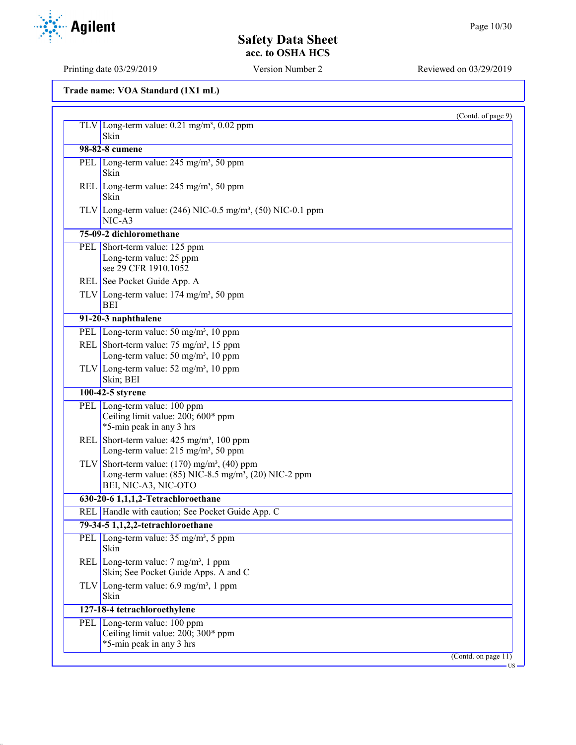**Trade name: VOA Standard (1X1 mL)**

(Contd. of page 9)

| | |
|---|---|
| TLV | Long-term value: 0.21 mg/m³, 0.02 ppm<br>Skin |
| **98-82-8 cumene** | |
| PEL | Long-term value: 245 mg/m³, 50 ppm<br>Skin |
| REL | Long-term value: 245 mg/m³, 50 ppm<br>Skin |
| TLV | Long-term value: (246) NIC-0.5 mg/m³, (50) NIC-0.1 ppm<br>NIC-A3 |
| **75-09-2 dichloromethane** | |
| PEL | Short-term value: 125 ppm<br>Long-term value: 25 ppm<br>see 29 CFR 1910.1052 |
| REL | See Pocket Guide App. A |
| TLV | Long-term value: 174 mg/m³, 50 ppm<br>BEI |
| **91-20-3 naphthalene** | |
| PEL | Long-term value: 50 mg/m³, 10 ppm |
| REL | Short-term value: 75 mg/m³, 15 ppm<br>Long-term value: 50 mg/m³, 10 ppm |
| TLV | Long-term value: 52 mg/m³, 10 ppm<br>Skin; BEI |
| **100-42-5 styrene** | |
| PEL | Long-term value: 100 ppm<br>Ceiling limit value: 200; 600* ppm<br>*5-min peak in any 3 hrs |
| REL | Short-term value: 425 mg/m³, 100 ppm<br>Long-term value: 215 mg/m³, 50 ppm |
| TLV | Short-term value: (170) mg/m³, (40) ppm<br>Long-term value: (85) NIC-8.5 mg/m³, (20) NIC-2 ppm<br>BEI, NIC-A3, NIC-OTO |
| **630-20-6 1,1,1,2-Tetrachloroethane** | |
| REL | Handle with caution; See Pocket Guide App. C |
| **79-34-5 1,1,2,2-tetrachloroethane** | |
| PEL | Long-term value: 35 mg/m³, 5 ppm<br>Skin |
| REL | Long-term value: 7 mg/m³, 1 ppm<br>Skin; See Pocket Guide Apps. A and C |
| TLV | Long-term value: 6.9 mg/m³, 1 ppm<br>Skin |
| **127-18-4 tetrachloroethylene** | |
| PEL | Long-term value: 100 ppm<br>Ceiling limit value: 200; 300* ppm<br>*5-min peak in any 3 hrs |

(Contd. on page 11)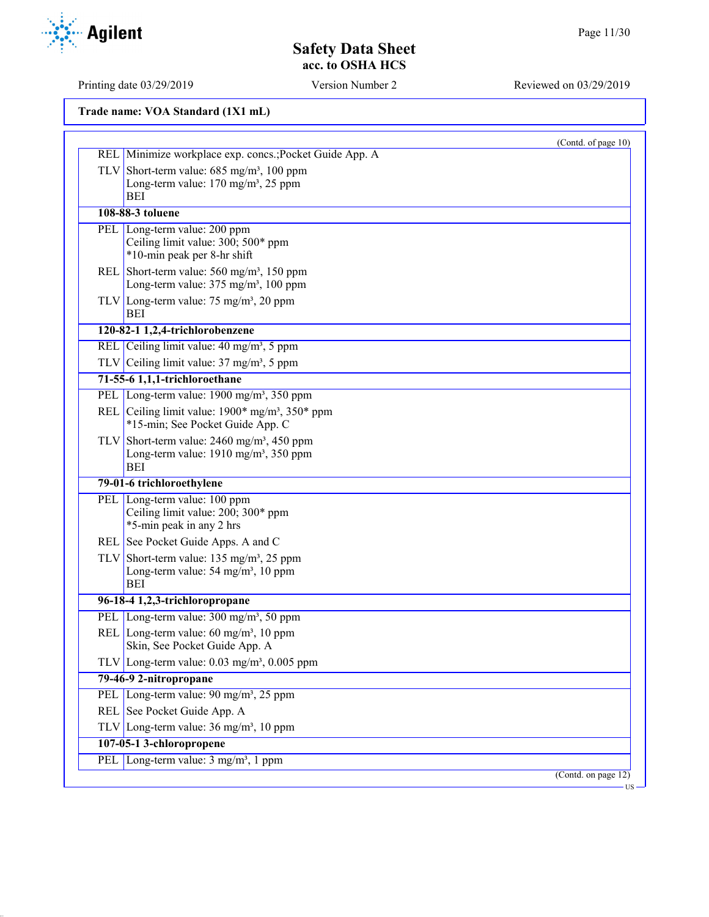**Trade name: VOA Standard (1X1 mL)**

(Contd. of page 10)

| | |
|---|---|
| REL | Minimize workplace exp. concs.;Pocket Guide App. A |
| TLV | Short-term value: 685 mg/m³, 100 ppm<br>Long-term value: 170 mg/m³, 25 ppm<br>BEI |
| **108-88-3 toluene** | |
| PEL | Long-term value: 200 ppm<br>Ceiling limit value: 300; 500* ppm<br>*10-min peak per 8-hr shift |
| REL | Short-term value: 560 mg/m³, 150 ppm<br>Long-term value: 375 mg/m³, 100 ppm |
| TLV | Long-term value: 75 mg/m³, 20 ppm<br>BEI |
| **120-82-1 1,2,4-trichlorobenzene** | |
| REL | Ceiling limit value: 40 mg/m³, 5 ppm |
| TLV | Ceiling limit value: 37 mg/m³, 5 ppm |
| **71-55-6 1,1,1-trichloroethane** | |
| PEL | Long-term value: 1900 mg/m³, 350 ppm |
| REL | Ceiling limit value: 1900* mg/m³, 350* ppm<br>*15-min; See Pocket Guide App. C |
| TLV | Short-term value: 2460 mg/m³, 450 ppm<br>Long-term value: 1910 mg/m³, 350 ppm<br>BEI |
| **79-01-6 trichloroethylene** | |
| PEL | Long-term value: 100 ppm<br>Ceiling limit value: 200; 300* ppm<br>*5-min peak in any 2 hrs |
| REL | See Pocket Guide Apps. A and C |
| TLV | Short-term value: 135 mg/m³, 25 ppm<br>Long-term value: 54 mg/m³, 10 ppm<br>BEI |
| **96-18-4 1,2,3-trichloropropane** | |
| PEL | Long-term value: 300 mg/m³, 50 ppm |
| REL | Long-term value: 60 mg/m³, 10 ppm<br>Skin, See Pocket Guide App. A |
| TLV | Long-term value: 0.03 mg/m³, 0.005 ppm |
| **79-46-9 2-nitropropane** | |
| PEL | Long-term value: 90 mg/m³, 25 ppm |
| REL | See Pocket Guide App. A |
| TLV | Long-term value: 36 mg/m³, 10 ppm |
| **107-05-1 3-chloropropene** | |
| PEL | Long-term value: 3 mg/m³, 1 ppm |

(Contd. on page 12)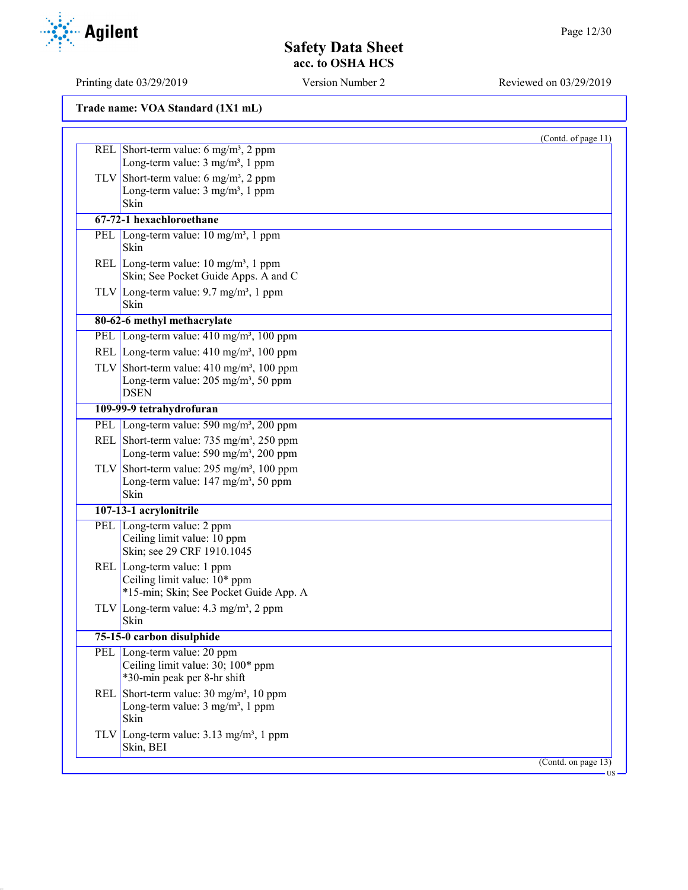**Trade name: VOA Standard (1X1 mL)**

(Contd. of page 11)

| | |
|---|---|
| REL | Short-term value: 6 mg/m³, 2 ppm<br>Long-term value: 3 mg/m³, 1 ppm |
| TLV | Short-term value: 6 mg/m³, 2 ppm<br>Long-term value: 3 mg/m³, 1 ppm<br>Skin |
| **67-72-1 hexachloroethane** | |
| PEL | Long-term value: 10 mg/m³, 1 ppm<br>Skin |
| REL | Long-term value: 10 mg/m³, 1 ppm<br>Skin; See Pocket Guide Apps. A and C |
| TLV | Long-term value: 9.7 mg/m³, 1 ppm<br>Skin |
| **80-62-6 methyl methacrylate** | |
| PEL | Long-term value: 410 mg/m³, 100 ppm |
| REL | Long-term value: 410 mg/m³, 100 ppm |
| TLV | Short-term value: 410 mg/m³, 100 ppm<br>Long-term value: 205 mg/m³, 50 ppm<br>DSEN |
| **109-99-9 tetrahydrofuran** | |
| PEL | Long-term value: 590 mg/m³, 200 ppm |
| REL | Short-term value: 735 mg/m³, 250 ppm<br>Long-term value: 590 mg/m³, 200 ppm |
| TLV | Short-term value: 295 mg/m³, 100 ppm<br>Long-term value: 147 mg/m³, 50 ppm<br>Skin |
| **107-13-1 acrylonitrile** | |
| PEL | Long-term value: 2 ppm<br>Ceiling limit value: 10 ppm<br>Skin; see 29 CRF 1910.1045 |
| REL | Long-term value: 1 ppm<br>Ceiling limit value: 10* ppm<br>*15-min; Skin; See Pocket Guide App. A |
| TLV | Long-term value: 4.3 mg/m³, 2 ppm<br>Skin |
| **75-15-0 carbon disulphide** | |
| PEL | Long-term value: 20 ppm<br>Ceiling limit value: 30; 100* ppm<br>*30-min peak per 8-hr shift |
| REL | Short-term value: 30 mg/m³, 10 ppm<br>Long-term value: 3 mg/m³, 1 ppm<br>Skin |
| TLV | Long-term value: 3.13 mg/m³, 1 ppm<br>Skin, BEI |

(Contd. on page 13)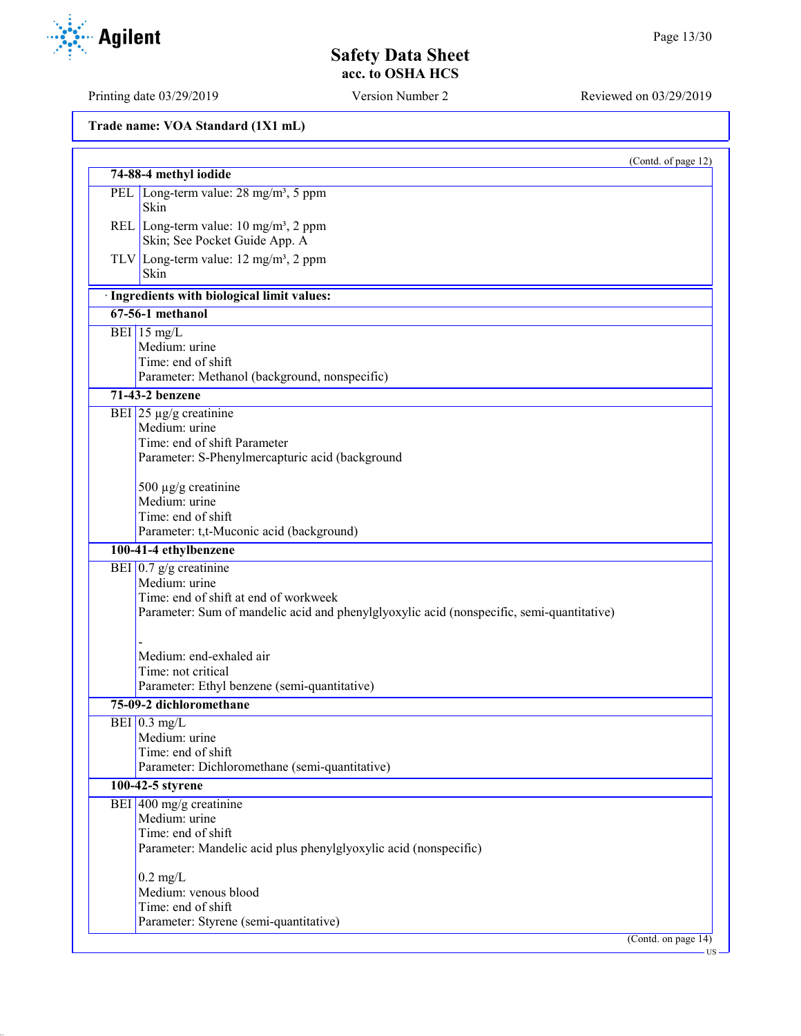Trade name: VOA Standard (1X1 mL)

(Contd. of page 12)

| 74-88-4 methyl iodide | |
|---|---|
| PEL | Long-term value: 28 mg/m³, 5 ppm<br>Skin |
| REL | Long-term value: 10 mg/m³, 2 ppm<br>Skin; See Pocket Guide App. A |
| TLV | Long-term value: 12 mg/m³, 2 ppm<br>Skin |

· **Ingredients with biological limit values:**

| 67-56-1 methanol | |
|---|---|
| BEI | 15 mg/L<br>Medium: urine<br>Time: end of shift<br>Parameter: Methanol (background, nonspecific) |

| 71-43-2 benzene | |
|---|---|
| BEI | 25 µg/g creatinine<br>Medium: urine<br>Time: end of shift Parameter<br>Parameter: S-Phenylmercapturic acid (background<br><br>500 µg/g creatinine<br>Medium: urine<br>Time: end of shift<br>Parameter: t,t-Muconic acid (background) |

| 100-41-4 ethylbenzene | |
|---|---|
| BEI | 0.7 g/g creatinine<br>Medium: urine<br>Time: end of shift at end of workweek<br>Parameter: Sum of mandelic acid and phenylglyoxylic acid (nonspecific, semi-quantitative)<br><br>-<br>Medium: end-exhaled air<br>Time: not critical<br>Parameter: Ethyl benzene (semi-quantitative) |

| 75-09-2 dichloromethane | |
|---|---|
| BEI | 0.3 mg/L<br>Medium: urine<br>Time: end of shift<br>Parameter: Dichloromethane (semi-quantitative) |

| 100-42-5 styrene | |
|---|---|
| BEI | 400 mg/g creatinine<br>Medium: urine<br>Time: end of shift<br>Parameter: Mandelic acid plus phenylglyoxylic acid (nonspecific)<br><br>0.2 mg/L<br>Medium: venous blood<br>Time: end of shift<br>Parameter: Styrene (semi-quantitative) |

(Contd. on page 14)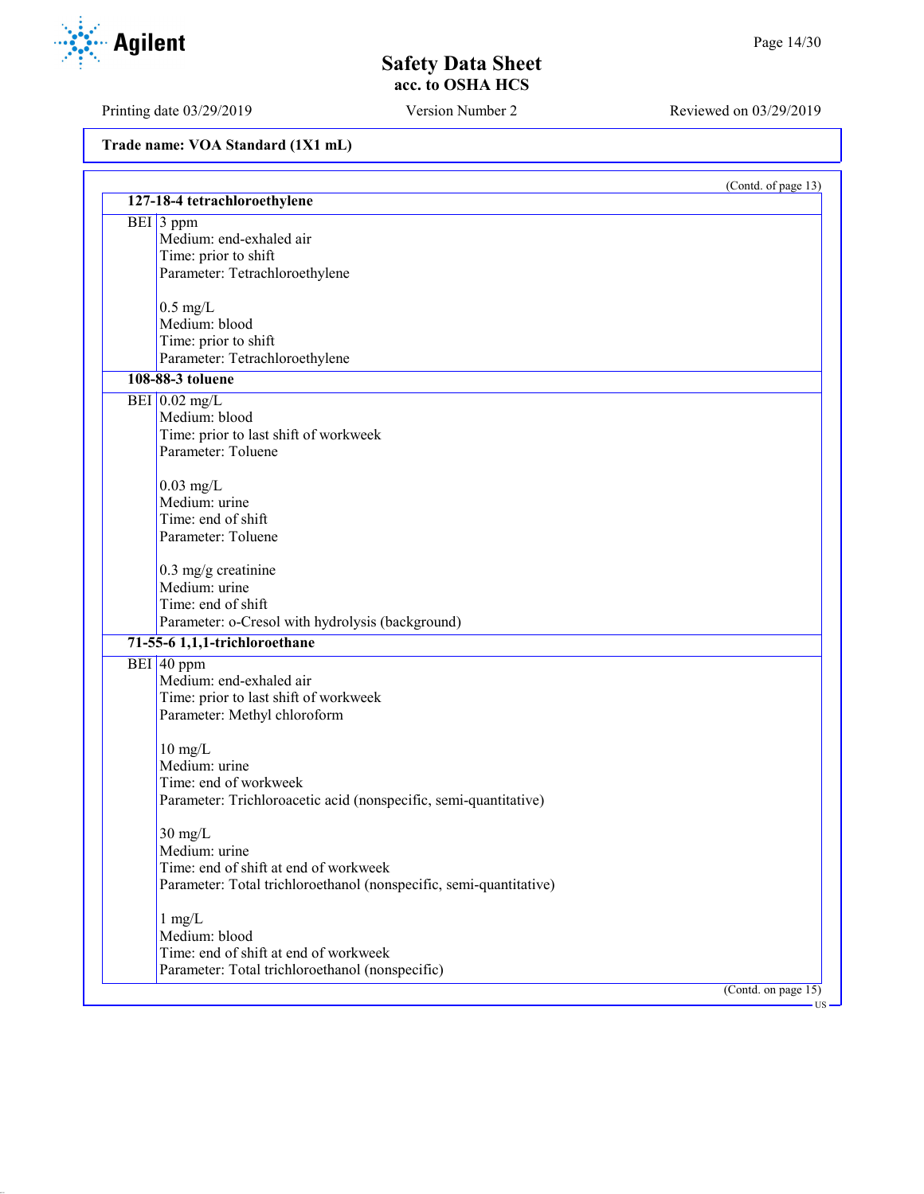Trade name: VOA Standard (1X1 mL)

(Contd. of page 13)

| **127-18-4 tetrachloroethylene** | |
|---|---|
| BEI | 3 ppm<br>Medium: end-exhaled air<br>Time: prior to shift<br>Parameter: Tetrachloroethylene<br><br>0.5 mg/L<br>Medium: blood<br>Time: prior to shift<br>Parameter: Tetrachloroethylene |
| **108-88-3 toluene** | |
| BEI | 0.02 mg/L<br>Medium: blood<br>Time: prior to last shift of workweek<br>Parameter: Toluene<br><br>0.03 mg/L<br>Medium: urine<br>Time: end of shift<br>Parameter: Toluene<br><br>0.3 mg/g creatinine<br>Medium: urine<br>Time: end of shift<br>Parameter: o-Cresol with hydrolysis (background) |
| **71-55-6 1,1,1-trichloroethane** | |
| BEI | 40 ppm<br>Medium: end-exhaled air<br>Time: prior to last shift of workweek<br>Parameter: Methyl chloroform<br><br>10 mg/L<br>Medium: urine<br>Time: end of workweek<br>Parameter: Trichloroacetic acid (nonspecific, semi-quantitative)<br><br>30 mg/L<br>Medium: urine<br>Time: end of shift at end of workweek<br>Parameter: Total trichloroethanol (nonspecific, semi-quantitative)<br><br>1 mg/L<br>Medium: blood<br>Time: end of shift at end of workweek<br>Parameter: Total trichloroethanol (nonspecific) |

(Contd. on page 15)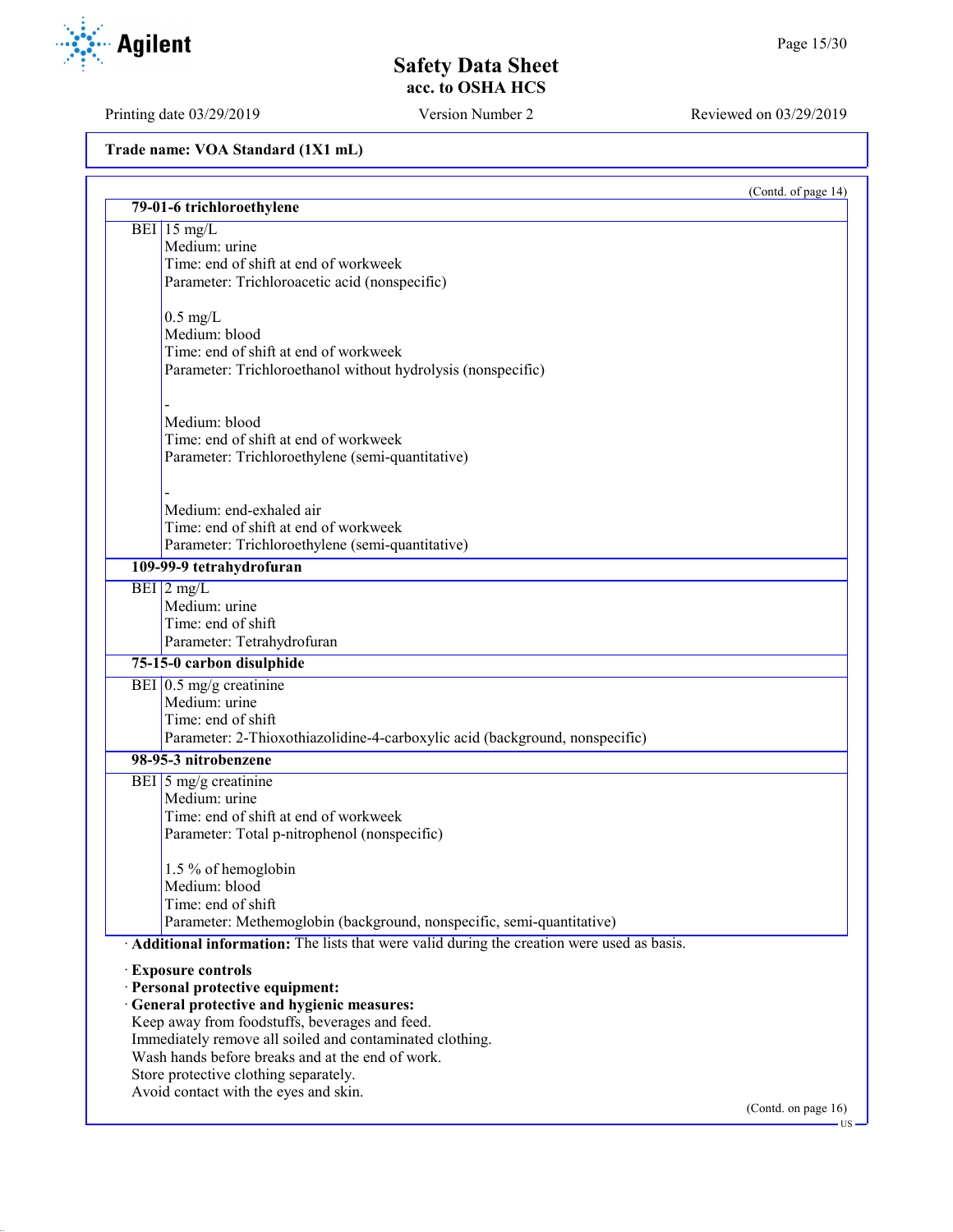(Contd. of page 14)

| 79-01-6 trichloroethylene | |
|---|---|
| BEI | 15 mg/L<br>Medium: urine<br>Time: end of shift at end of workweek<br>Parameter: Trichloroacetic acid (nonspecific)<br><br>0.5 mg/L<br>Medium: blood<br>Time: end of shift at end of workweek<br>Parameter: Trichloroethanol without hydrolysis (nonspecific)<br><br>-<br>Medium: blood<br>Time: end of shift at end of workweek<br>Parameter: Trichloroethylene (semi-quantitative)<br><br>-<br>Medium: end-exhaled air<br>Time: end of shift at end of workweek<br>Parameter: Trichloroethylene (semi-quantitative) |
| **109-99-9 tetrahydrofuran** | |
| BEI | 2 mg/L<br>Medium: urine<br>Time: end of shift<br>Parameter: Tetrahydrofuran |
| **75-15-0 carbon disulphide** | |
| BEI | 0.5 mg/g creatinine<br>Medium: urine<br>Time: end of shift<br>Parameter: 2-Thioxothiazolidine-4-carboxylic acid (background, nonspecific) |
| **98-95-3 nitrobenzene** | |
| BEI | 5 mg/g creatinine<br>Medium: urine<br>Time: end of shift at end of workweek<br>Parameter: Total p-nitrophenol (nonspecific)<br><br>1.5 % of hemoglobin<br>Medium: blood<br>Time: end of shift<br>Parameter: Methemoglobin (background, nonspecific, semi-quantitative) |

· **Additional information:** The lists that were valid during the creation were used as basis.

· **Exposure controls**
· **Personal protective equipment:**
· **General protective and hygienic measures:**
Keep away from foodstuffs, beverages and feed.
Immediately remove all soiled and contaminated clothing.
Wash hands before breaks and at the end of work.
Store protective clothing separately.
Avoid contact with the eyes and skin.

(Contd. on page 16)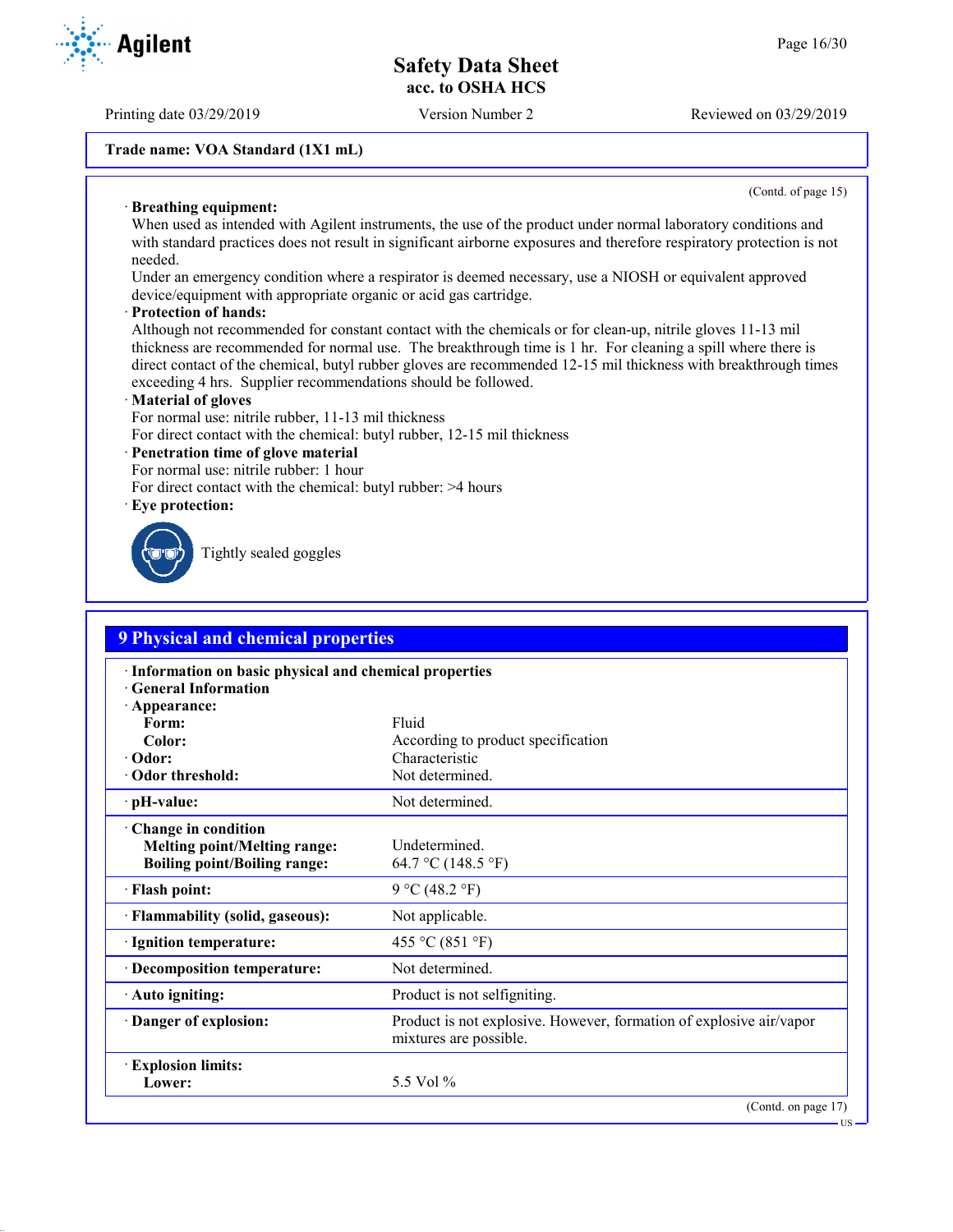**Trade name: VOA Standard (1X1 mL)**

(Contd. of page 15)

· **Breathing equipment:**
When used as intended with Agilent instruments, the use of the product under normal laboratory conditions and with standard practices does not result in significant airborne exposures and therefore respiratory protection is not needed.
Under an emergency condition where a respirator is deemed necessary, use a NIOSH or equivalent approved device/equipment with appropriate organic or acid gas cartridge.

· **Protection of hands:**
Although not recommended for constant contact with the chemicals or for clean-up, nitrile gloves 11-13 mil thickness are recommended for normal use. The breakthrough time is 1 hr. For cleaning a spill where there is direct contact of the chemical, butyl rubber gloves are recommended 12-15 mil thickness with breakthrough times exceeding 4 hrs. Supplier recommendations should be followed.

· **Material of gloves**
For normal use: nitrile rubber, 11-13 mil thickness
For direct contact with the chemical: butyl rubber, 12-15 mil thickness

· **Penetration time of glove material**
For normal use: nitrile rubber: 1 hour
For direct contact with the chemical: butyl rubber: >4 hours

· **Eye protection:**

Tightly sealed goggles

## 9 Physical and chemical properties

| | |
|---|---|
| · **Information on basic physical and chemical properties** | |
| · **General Information** | |
| · **Appearance:** | |
| **Form:** | Fluid |
| **Color:** | According to product specification |
| · **Odor:** | Characteristic |
| · **Odor threshold:** | Not determined. |
| · **pH-value:** | Not determined. |
| · **Change in condition** | |
| **Melting point/Melting range:** | Undetermined. |
| **Boiling point/Boiling range:** | 64.7 °C (148.5 °F) |
| · **Flash point:** | 9 °C (48.2 °F) |
| · **Flammability (solid, gaseous):** | Not applicable. |
| · **Ignition temperature:** | 455 °C (851 °F) |
| · **Decomposition temperature:** | Not determined. |
| · **Auto igniting:** | Product is not selfigniting. |
| · **Danger of explosion:** | Product is not explosive. However, formation of explosive air/vapor mixtures are possible. |
| · **Explosion limits:** | |
| **Lower:** | 5.5 Vol % |

(Contd. on page 17)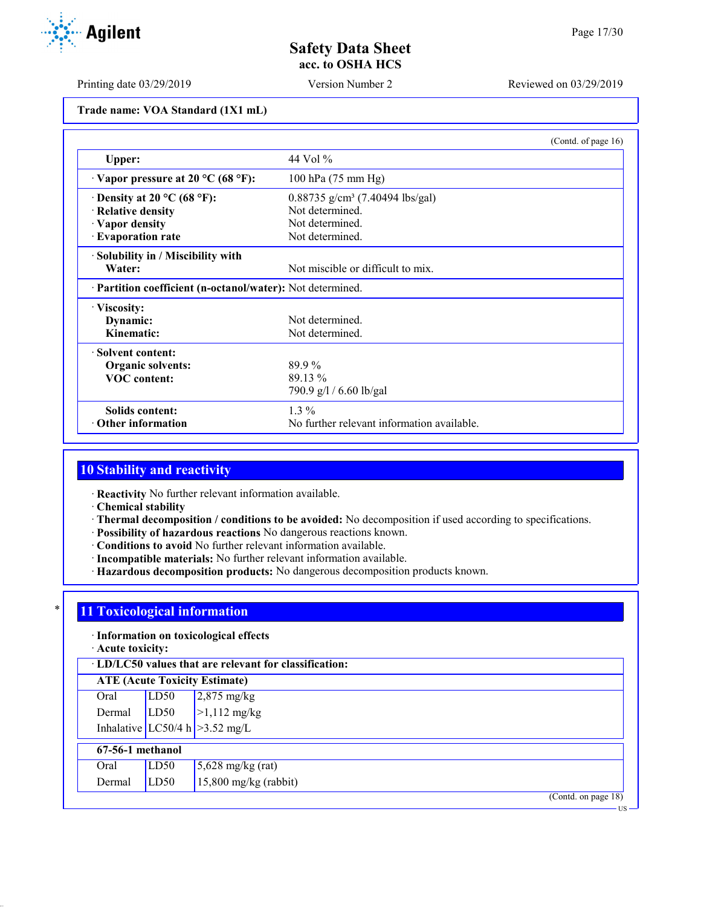Trade name: VOA Standard (1X1 mL)

(Contd. of page 16)

| | |
|---|---|
| **Upper:** | 44 Vol % |
| · **Vapor pressure at 20 °C (68 °F):** | 100 hPa (75 mm Hg) |
| · **Density at 20 °C (68 °F):** | 0.88735 g/cm³ (7.40494 lbs/gal) |
| · **Relative density** | Not determined. |
| · **Vapor density** | Not determined. |
| · **Evaporation rate** | Not determined. |
| · **Solubility in / Miscibility with** | |
| **Water:** | Not miscible or difficult to mix. |
| · **Partition coefficient (n-octanol/water):** | Not determined. |
| · **Viscosity:** | |
| **Dynamic:** | Not determined. |
| **Kinematic:** | Not determined. |
| · **Solvent content:** | |
| **Organic solvents:** | 89.9 % |
| **VOC content:** | 89.13 % |
| | 790.9 g/l / 6.60 lb/gal |
| **Solids content:** | 1.3 % |
| · **Other information** | No further relevant information available. |

## 10 Stability and reactivity

· **Reactivity** No further relevant information available.
· **Chemical stability**
· **Thermal decomposition / conditions to be avoided:** No decomposition if used according to specifications.
· **Possibility of hazardous reactions** No dangerous reactions known.
· **Conditions to avoid** No further relevant information available.
· **Incompatible materials:** No further relevant information available.
· **Hazardous decomposition products:** No dangerous decomposition products known.

## 11 Toxicological information

· **Information on toxicological effects**
· **Acute toxicity:**

| · **LD/LC50 values that are relevant for classification:** | | |
|---|---|---|
| **ATE (Acute Toxicity Estimate)** | | |
| Oral | LD50 | 2,875 mg/kg |
| Dermal | LD50 | >1,112 mg/kg |
| Inhalative | LC50/4 h | >3.52 mg/L |
| **67-56-1 methanol** | | |
| Oral | LD50 | 5,628 mg/kg (rat) |
| Dermal | LD50 | 15,800 mg/kg (rabbit) |

(Contd. on page 18)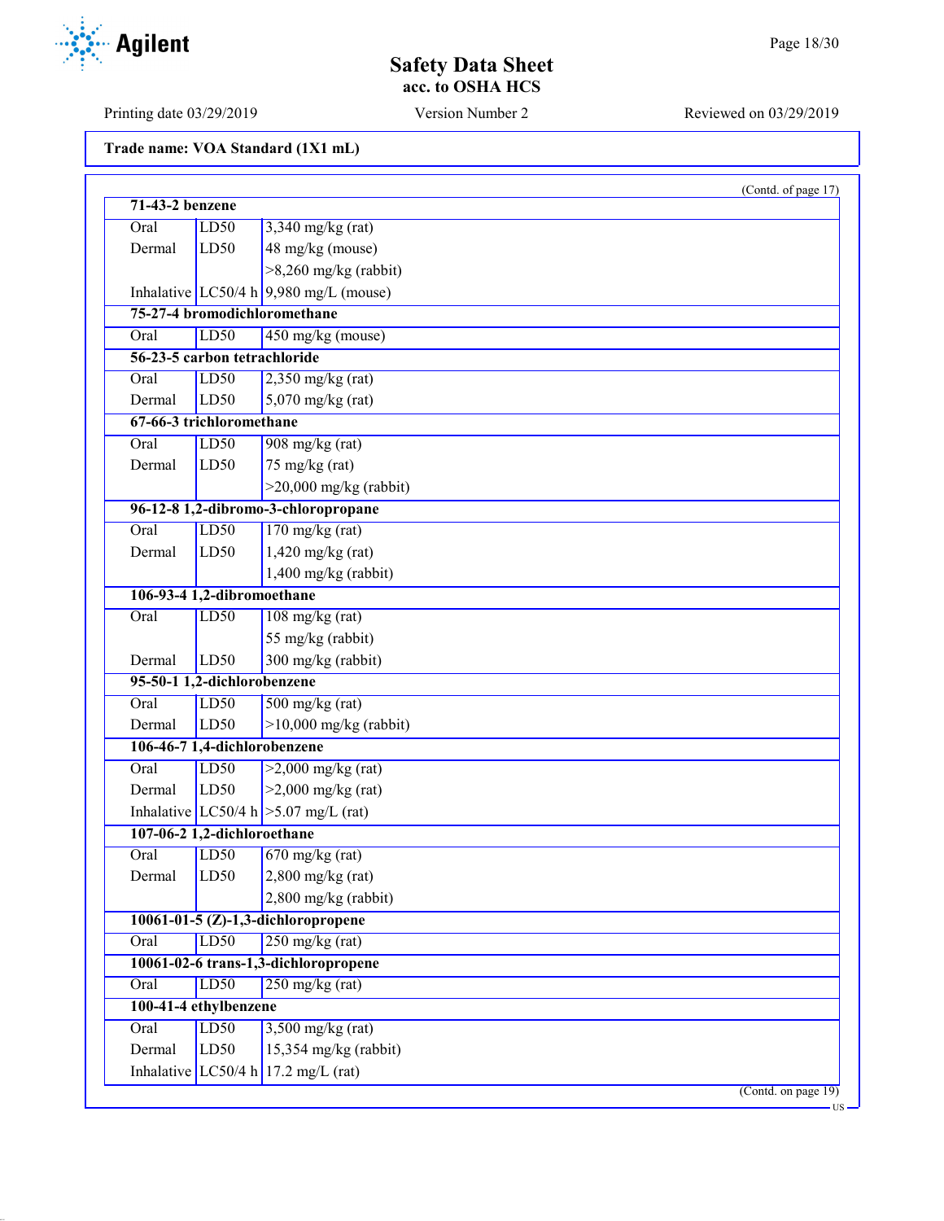Trade name: VOA Standard (1X1 mL)

(Contd. of page 17)

| | | |
|---|---|---|
| **71-43-2 benzene** | | |
| Oral | LD50 | 3,340 mg/kg (rat) |
| Dermal | LD50 | 48 mg/kg (mouse) |
| | | >8,260 mg/kg (rabbit) |
| Inhalative | LC50/4 h | 9,980 mg/L (mouse) |
| **75-27-4 bromodichloromethane** | | |
| Oral | LD50 | 450 mg/kg (mouse) |
| **56-23-5 carbon tetrachloride** | | |
| Oral | LD50 | 2,350 mg/kg (rat) |
| Dermal | LD50 | 5,070 mg/kg (rat) |
| **67-66-3 trichloromethane** | | |
| Oral | LD50 | 908 mg/kg (rat) |
| Dermal | LD50 | 75 mg/kg (rat) |
| | | >20,000 mg/kg (rabbit) |
| **96-12-8 1,2-dibromo-3-chloropropane** | | |
| Oral | LD50 | 170 mg/kg (rat) |
| Dermal | LD50 | 1,420 mg/kg (rat) |
| | | 1,400 mg/kg (rabbit) |
| **106-93-4 1,2-dibromoethane** | | |
| Oral | LD50 | 108 mg/kg (rat) |
| | | 55 mg/kg (rabbit) |
| Dermal | LD50 | 300 mg/kg (rabbit) |
| **95-50-1 1,2-dichlorobenzene** | | |
| Oral | LD50 | 500 mg/kg (rat) |
| Dermal | LD50 | >10,000 mg/kg (rabbit) |
| **106-46-7 1,4-dichlorobenzene** | | |
| Oral | LD50 | >2,000 mg/kg (rat) |
| Dermal | LD50 | >2,000 mg/kg (rat) |
| Inhalative | LC50/4 h | >5.07 mg/L (rat) |
| **107-06-2 1,2-dichloroethane** | | |
| Oral | LD50 | 670 mg/kg (rat) |
| Dermal | LD50 | 2,800 mg/kg (rat) |
| | | 2,800 mg/kg (rabbit) |
| **10061-01-5 (Z)-1,3-dichloropropene** | | |
| Oral | LD50 | 250 mg/kg (rat) |
| **10061-02-6 trans-1,3-dichloropropene** | | |
| Oral | LD50 | 250 mg/kg (rat) |
| **100-41-4 ethylbenzene** | | |
| Oral | LD50 | 3,500 mg/kg (rat) |
| Dermal | LD50 | 15,354 mg/kg (rabbit) |
| Inhalative | LC50/4 h | 17.2 mg/L (rat) |

(Contd. on page 19)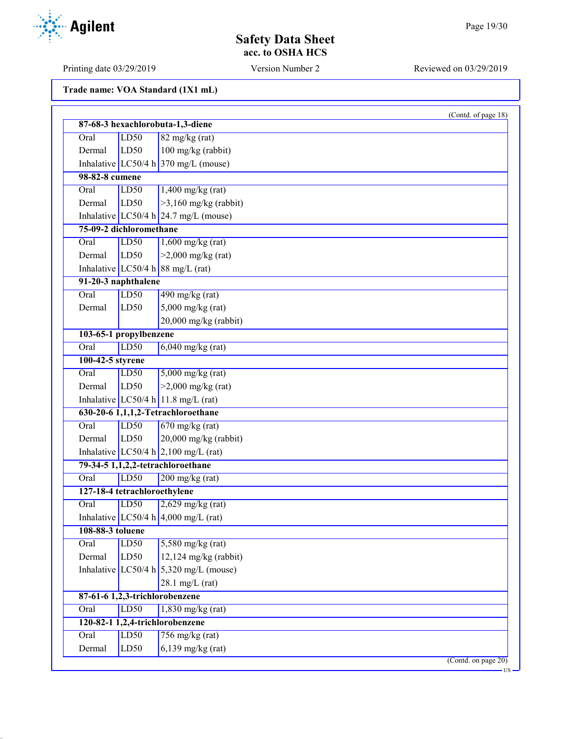**Trade name: VOA Standard (1X1 mL)**

(Contd. of page 18)

| | | |
|---|---|---|
| **87-68-3 hexachlorobuta-1,3-diene** | | |
| Oral | LD50 | 82 mg/kg (rat) |
| Dermal | LD50 | 100 mg/kg (rabbit) |
| Inhalative | LC50/4 h | 370 mg/L (mouse) |
| **98-82-8 cumene** | | |
| Oral | LD50 | 1,400 mg/kg (rat) |
| Dermal | LD50 | >3,160 mg/kg (rabbit) |
| Inhalative | LC50/4 h | 24.7 mg/L (mouse) |
| **75-09-2 dichloromethane** | | |
| Oral | LD50 | 1,600 mg/kg (rat) |
| Dermal | LD50 | >2,000 mg/kg (rat) |
| Inhalative | LC50/4 h | 88 mg/L (rat) |
| **91-20-3 naphthalene** | | |
| Oral | LD50 | 490 mg/kg (rat) |
| Dermal | LD50 | 5,000 mg/kg (rat) |
| | | 20,000 mg/kg (rabbit) |
| **103-65-1 propylbenzene** | | |
| Oral | LD50 | 6,040 mg/kg (rat) |
| **100-42-5 styrene** | | |
| Oral | LD50 | 5,000 mg/kg (rat) |
| Dermal | LD50 | >2,000 mg/kg (rat) |
| Inhalative | LC50/4 h | 11.8 mg/L (rat) |
| **630-20-6 1,1,1,2-Tetrachloroethane** | | |
| Oral | LD50 | 670 mg/kg (rat) |
| Dermal | LD50 | 20,000 mg/kg (rabbit) |
| Inhalative | LC50/4 h | 2,100 mg/L (rat) |
| **79-34-5 1,1,2,2-tetrachloroethane** | | |
| Oral | LD50 | 200 mg/kg (rat) |
| **127-18-4 tetrachloroethylene** | | |
| Oral | LD50 | 2,629 mg/kg (rat) |
| Inhalative | LC50/4 h | 4,000 mg/L (rat) |
| **108-88-3 toluene** | | |
| Oral | LD50 | 5,580 mg/kg (rat) |
| Dermal | LD50 | 12,124 mg/kg (rabbit) |
| Inhalative | LC50/4 h | 5,320 mg/L (mouse) |
| | | 28.1 mg/L (rat) |
| **87-61-6 1,2,3-trichlorobenzene** | | |
| Oral | LD50 | 1,830 mg/kg (rat) |
| **120-82-1 1,2,4-trichlorobenzene** | | |
| Oral | LD50 | 756 mg/kg (rat) |
| Dermal | LD50 | 6,139 mg/kg (rat) |

(Contd. on page 20)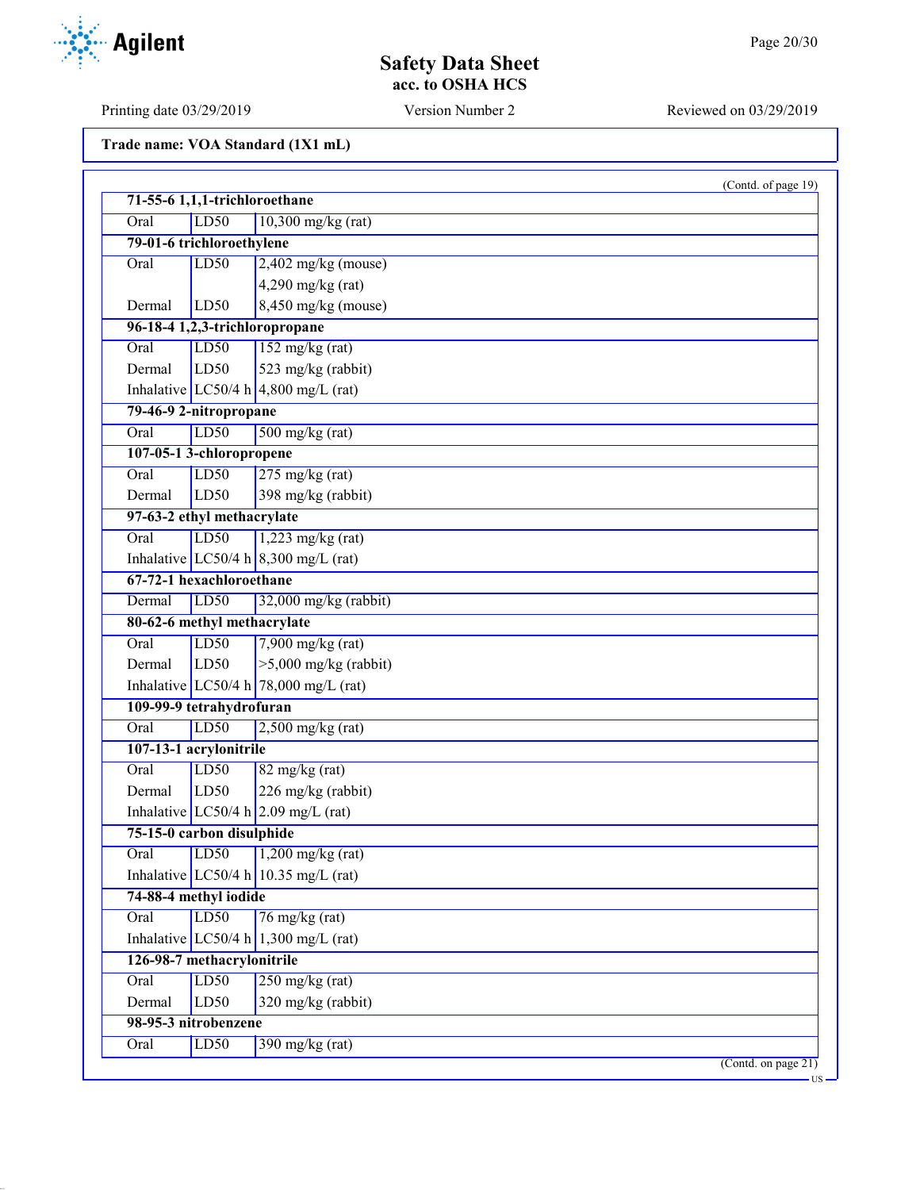Safety Data Sheet
acc. to OSHA HCS

Printing date 03/29/2019 Version Number 2 Reviewed on 03/29/2019

**Trade name: VOA Standard (1X1 mL)**

(Contd. of page 19)

| | | |
|---|---|---|
| **71-55-6 1,1,1-trichloroethane** | | |
| Oral | LD50 | 10,300 mg/kg (rat) |
| **79-01-6 trichloroethylene** | | |
| Oral | LD50 | 2,402 mg/kg (mouse) |
| | | 4,290 mg/kg (rat) |
| Dermal | LD50 | 8,450 mg/kg (mouse) |
| **96-18-4 1,2,3-trichloropropane** | | |
| Oral | LD50 | 152 mg/kg (rat) |
| Dermal | LD50 | 523 mg/kg (rabbit) |
| Inhalative | LC50/4 h | 4,800 mg/L (rat) |
| **79-46-9 2-nitropropane** | | |
| Oral | LD50 | 500 mg/kg (rat) |
| **107-05-1 3-chloropropene** | | |
| Oral | LD50 | 275 mg/kg (rat) |
| Dermal | LD50 | 398 mg/kg (rabbit) |
| **97-63-2 ethyl methacrylate** | | |
| Oral | LD50 | 1,223 mg/kg (rat) |
| Inhalative | LC50/4 h | 8,300 mg/L (rat) |
| **67-72-1 hexachloroethane** | | |
| Dermal | LD50 | 32,000 mg/kg (rabbit) |
| **80-62-6 methyl methacrylate** | | |
| Oral | LD50 | 7,900 mg/kg (rat) |
| Dermal | LD50 | >5,000 mg/kg (rabbit) |
| Inhalative | LC50/4 h | 78,000 mg/L (rat) |
| **109-99-9 tetrahydrofuran** | | |
| Oral | LD50 | 2,500 mg/kg (rat) |
| **107-13-1 acrylonitrile** | | |
| Oral | LD50 | 82 mg/kg (rat) |
| Dermal | LD50 | 226 mg/kg (rabbit) |
| Inhalative | LC50/4 h | 2.09 mg/L (rat) |
| **75-15-0 carbon disulphide** | | |
| Oral | LD50 | 1,200 mg/kg (rat) |
| Inhalative | LC50/4 h | 10.35 mg/L (rat) |
| **74-88-4 methyl iodide** | | |
| Oral | LD50 | 76 mg/kg (rat) |
| Inhalative | LC50/4 h | 1,300 mg/L (rat) |
| **126-98-7 methacrylonitrile** | | |
| Oral | LD50 | 250 mg/kg (rat) |
| Dermal | LD50 | 320 mg/kg (rabbit) |
| **98-95-3 nitrobenzene** | | |
| Oral | LD50 | 390 mg/kg (rat) |

(Contd. on page 21)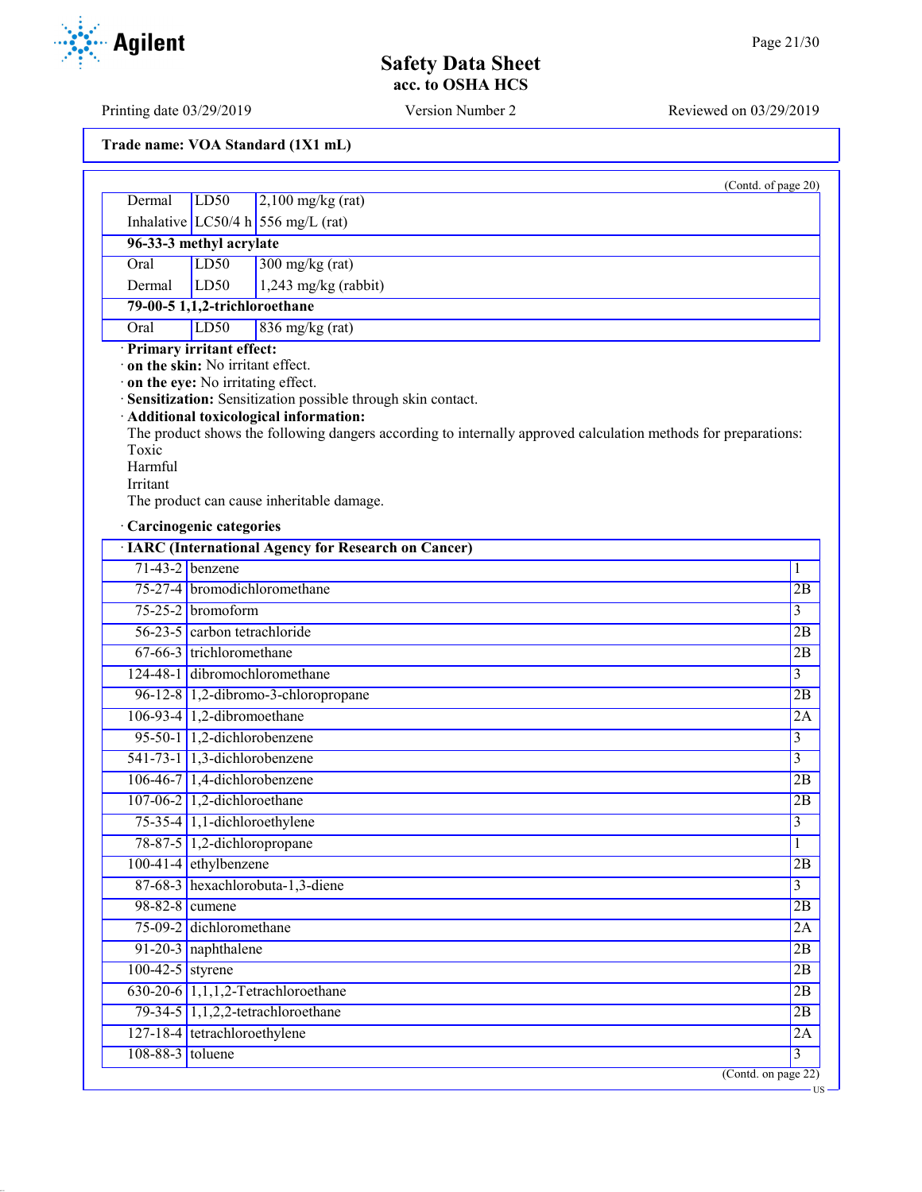Trade name: VOA Standard (1X1 mL)

(Contd. of page 20)

| | | |
|---|---|---|
| Dermal | LD50 | 2,100 mg/kg (rat) |
| Inhalative | LC50/4 h | 556 mg/L (rat) |
| **96-33-3 methyl acrylate** | | |
| Oral | LD50 | 300 mg/kg (rat) |
| Dermal | LD50 | 1,243 mg/kg (rabbit) |
| **79-00-5 1,1,2-trichloroethane** | | |
| Oral | LD50 | 836 mg/kg (rat) |

· **Primary irritant effect:**
· **on the skin:** No irritant effect.
· **on the eye:** No irritating effect.
· **Sensitization:** Sensitization possible through skin contact.
· **Additional toxicological information:**
The product shows the following dangers according to internally approved calculation methods for preparations:
Toxic
Harmful
Irritant
The product can cause inheritable damage.

· **Carcinogenic categories**

| · IARC (International Agency for Research on Cancer) | | |
|---|---|---|
| 71-43-2 | benzene | 1 |
| 75-27-4 | bromodichloromethane | 2B |
| 75-25-2 | bromoform | 3 |
| 56-23-5 | carbon tetrachloride | 2B |
| 67-66-3 | trichloromethane | 2B |
| 124-48-1 | dibromochloromethane | 3 |
| 96-12-8 | 1,2-dibromo-3-chloropropane | 2B |
| 106-93-4 | 1,2-dibromoethane | 2A |
| 95-50-1 | 1,2-dichlorobenzene | 3 |
| 541-73-1 | 1,3-dichlorobenzene | 3 |
| 106-46-7 | 1,4-dichlorobenzene | 2B |
| 107-06-2 | 1,2-dichloroethane | 2B |
| 75-35-4 | 1,1-dichloroethylene | 3 |
| 78-87-5 | 1,2-dichloropropane | 1 |
| 100-41-4 | ethylbenzene | 2B |
| 87-68-3 | hexachlorobuta-1,3-diene | 3 |
| 98-82-8 | cumene | 2B |
| 75-09-2 | dichloromethane | 2A |
| 91-20-3 | naphthalene | 2B |
| 100-42-5 | styrene | 2B |
| 630-20-6 | 1,1,1,2-Tetrachloroethane | 2B |
| 79-34-5 | 1,1,2,2-tetrachloroethane | 2B |
| 127-18-4 | tetrachloroethylene | 2A |
| 108-88-3 | toluene | 3 |

(Contd. on page 22)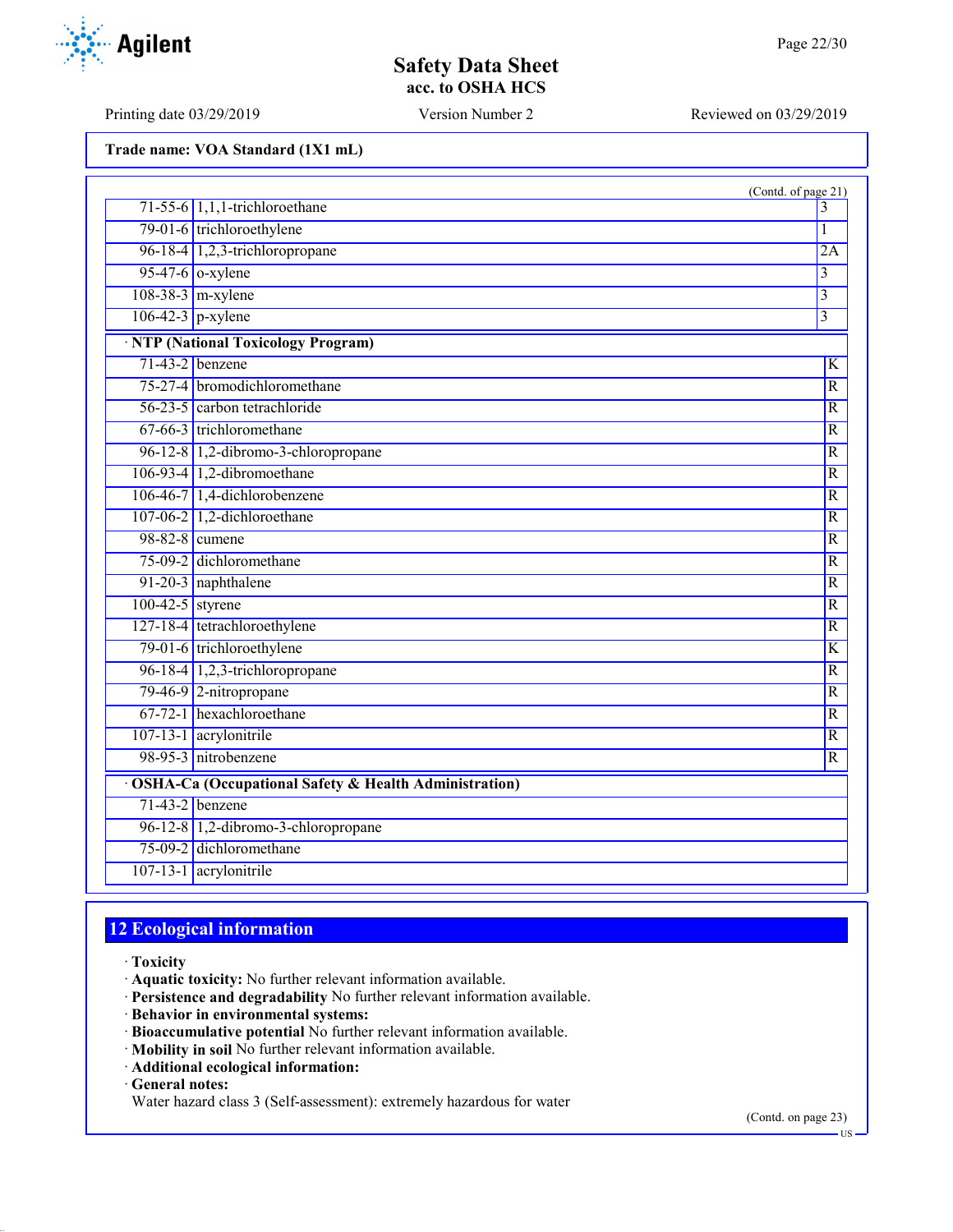Trade name: VOA Standard (1X1 mL)

(Contd. of page 21)

| | | |
|---|---|---|
| 71-55-6 | 1,1,1-trichloroethane | 3 |
| 79-01-6 | trichloroethylene | 1 |
| 96-18-4 | 1,2,3-trichloropropane | 2A |
| 95-47-6 | o-xylene | 3 |
| 108-38-3 | m-xylene | 3 |
| 106-42-3 | p-xylene | 3 |

· **NTP (National Toxicology Program)**

| | | |
|---|---|---|
| 71-43-2 | benzene | K |
| 75-27-4 | bromodichloromethane | R |
| 56-23-5 | carbon tetrachloride | R |
| 67-66-3 | trichloromethane | R |
| 96-12-8 | 1,2-dibromo-3-chloropropane | R |
| 106-93-4 | 1,2-dibromoethane | R |
| 106-46-7 | 1,4-dichlorobenzene | R |
| 107-06-2 | 1,2-dichloroethane | R |
| 98-82-8 | cumene | R |
| 75-09-2 | dichloromethane | R |
| 91-20-3 | naphthalene | R |
| 100-42-5 | styrene | R |
| 127-18-4 | tetrachloroethylene | R |
| 79-01-6 | trichloroethylene | K |
| 96-18-4 | 1,2,3-trichloropropane | R |
| 79-46-9 | 2-nitropropane | R |
| 67-72-1 | hexachloroethane | R |
| 107-13-1 | acrylonitrile | R |
| 98-95-3 | nitrobenzene | R |

· **OSHA-Ca (Occupational Safety & Health Administration)**

| | |
|---|---|
| 71-43-2 | benzene |
| 96-12-8 | 1,2-dibromo-3-chloropropane |
| 75-09-2 | dichloromethane |
| 107-13-1 | acrylonitrile |

## 12 Ecological information

· **Toxicity**
· **Aquatic toxicity:** No further relevant information available.
· **Persistence and degradability** No further relevant information available.
· **Behavior in environmental systems:**
· **Bioaccumulative potential** No further relevant information available.
· **Mobility in soil** No further relevant information available.
· **Additional ecological information:**
· **General notes:**
Water hazard class 3 (Self-assessment): extremely hazardous for water

(Contd. on page 23)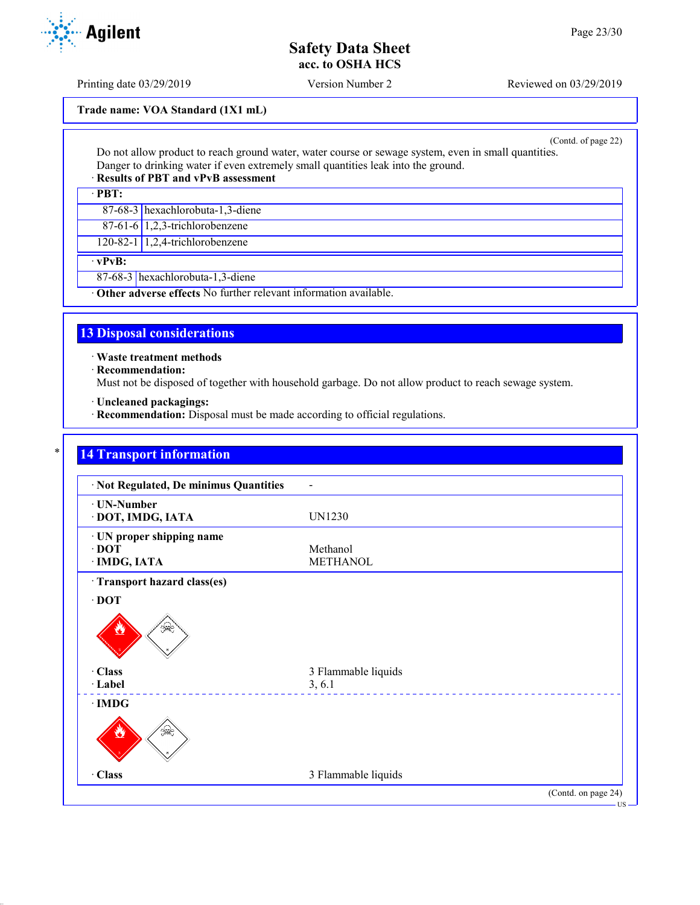(Contd. of page 22)

Do not allow product to reach ground water, water course or sewage system, even in small quantities.
Danger to drinking water if even extremely small quantities leak into the ground.

· **Results of PBT and vPvB assessment**

| · **PBT:** | |
|---|---|
| 87-68-3 | hexachlorobuta-1,3-diene |
| 87-61-6 | 1,2,3-trichlorobenzene |
| 120-82-1 | 1,2,4-trichlorobenzene |

| · **vPvB:** | |
|---|---|
| 87-68-3 | hexachlorobuta-1,3-diene |

· **Other adverse effects** No further relevant information available.

## 13 Disposal considerations

· **Waste treatment methods**
· **Recommendation:**
Must not be disposed of together with household garbage. Do not allow product to reach sewage system.

· **Uncleaned packagings:**
· **Recommendation:** Disposal must be made according to official regulations.

## 14 Transport information

| | |
|---|---|
| · **Not Regulated, De minimus Quantities** | - |
| · **UN-Number** · **DOT, IMDG, IATA** | UN1230 |
| · **UN proper shipping name** · **DOT** | Methanol |
| · **IMDG, IATA** | METHANOL |

· **Transport hazard class(es)**

· **DOT**

| | |
|---|---|
| · **Class** | 3 Flammable liquids |
| · **Label** | 3, 6.1 |

· **IMDG**

| | |
|---|---|
| · **Class** | 3 Flammable liquids |

(Contd. on page 24)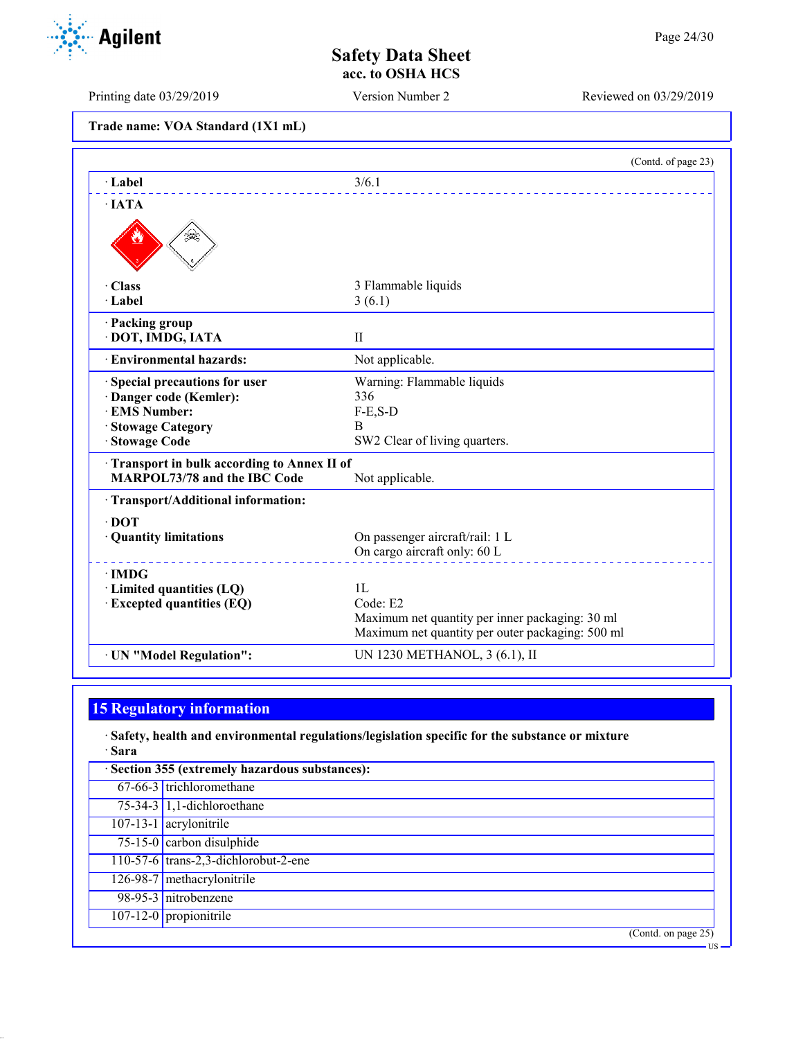Trade name: VOA Standard (1X1 mL)

(Contd. of page 23)

| | |
|---|---|
| · Label | 3/6.1 |
| · IATA | |
| · Class | 3 Flammable liquids |
| · Label | 3 (6.1) |
| · Packing group | |
| · DOT, IMDG, IATA | II |
| · Environmental hazards: | Not applicable. |
| · Special precautions for user | Warning: Flammable liquids |
| · Danger code (Kemler): | 336 |
| · EMS Number: | F-E,S-D |
| · Stowage Category | B |
| · Stowage Code | SW2 Clear of living quarters. |
| · Transport in bulk according to Annex II of MARPOL73/78 and the IBC Code | Not applicable. |
| · Transport/Additional information: | |
| · DOT | |
| · Quantity limitations | On passenger aircraft/rail: 1 L<br>On cargo aircraft only: 60 L |
| · IMDG | |
| · Limited quantities (LQ) | 1L |
| · Excepted quantities (EQ) | Code: E2<br>Maximum net quantity per inner packaging: 30 ml<br>Maximum net quantity per outer packaging: 500 ml |
| · UN "Model Regulation": | UN 1230 METHANOL, 3 (6.1), II |

## 15 Regulatory information

· **Safety, health and environmental regulations/legislation specific for the substance or mixture**

· **Sara**

| · Section 355 (extremely hazardous substances): | |
|---|---|
| 67-66-3 | trichloromethane |
| 75-34-3 | 1,1-dichloroethane |
| 107-13-1 | acrylonitrile |
| 75-15-0 | carbon disulphide |
| 110-57-6 | trans-2,3-dichlorobut-2-ene |
| 126-98-7 | methacrylonitrile |
| 98-95-3 | nitrobenzene |
| 107-12-0 | propionitrile |

(Contd. on page 25)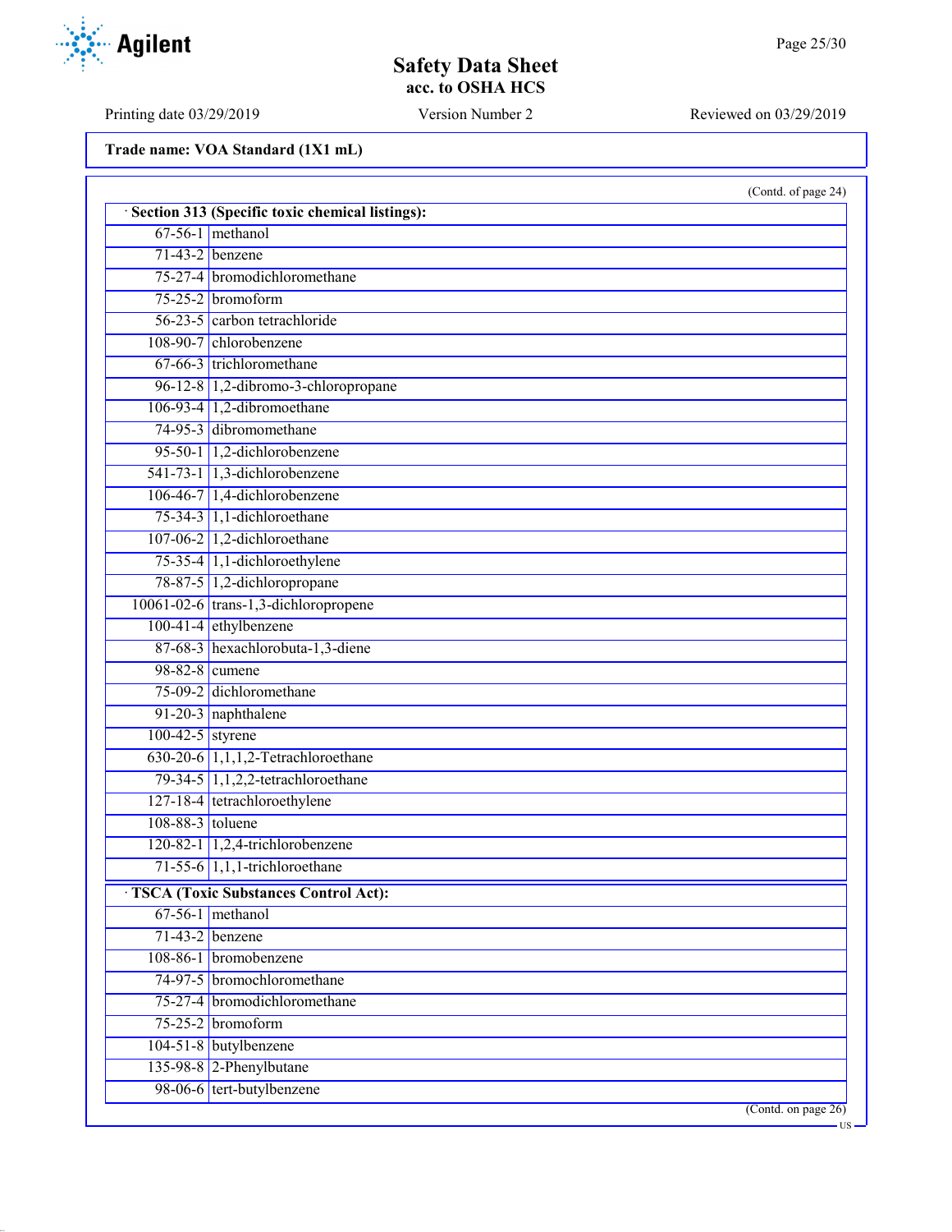**Trade name: VOA Standard (1X1 mL)**

(Contd. of page 24)

· **Section 313 (Specific toxic chemical listings):**

| | |
|---|---|
| 67-56-1 | methanol |
| 71-43-2 | benzene |
| 75-27-4 | bromodichloromethane |
| 75-25-2 | bromoform |
| 56-23-5 | carbon tetrachloride |
| 108-90-7 | chlorobenzene |
| 67-66-3 | trichloromethane |
| 96-12-8 | 1,2-dibromo-3-chloropropane |
| 106-93-4 | 1,2-dibromoethane |
| 74-95-3 | dibromomethane |
| 95-50-1 | 1,2-dichlorobenzene |
| 541-73-1 | 1,3-dichlorobenzene |
| 106-46-7 | 1,4-dichlorobenzene |
| 75-34-3 | 1,1-dichloroethane |
| 107-06-2 | 1,2-dichloroethane |
| 75-35-4 | 1,1-dichloroethylene |
| 78-87-5 | 1,2-dichloropropane |
| 10061-02-6 | trans-1,3-dichloropropene |
| 100-41-4 | ethylbenzene |
| 87-68-3 | hexachlorobuta-1,3-diene |
| 98-82-8 | cumene |
| 75-09-2 | dichloromethane |
| 91-20-3 | naphthalene |
| 100-42-5 | styrene |
| 630-20-6 | 1,1,1,2-Tetrachloroethane |
| 79-34-5 | 1,1,2,2-tetrachloroethane |
| 127-18-4 | tetrachloroethylene |
| 108-88-3 | toluene |
| 120-82-1 | 1,2,4-trichlorobenzene |
| 71-55-6 | 1,1,1-trichloroethane |

· **TSCA (Toxic Substances Control Act):**

| | |
|---|---|
| 67-56-1 | methanol |
| 71-43-2 | benzene |
| 108-86-1 | bromobenzene |
| 74-97-5 | bromochloromethane |
| 75-27-4 | bromodichloromethane |
| 75-25-2 | bromoform |
| 104-51-8 | butylbenzene |
| 135-98-8 | 2-Phenylbutane |
| 98-06-6 | tert-butylbenzene |

(Contd. on page 26)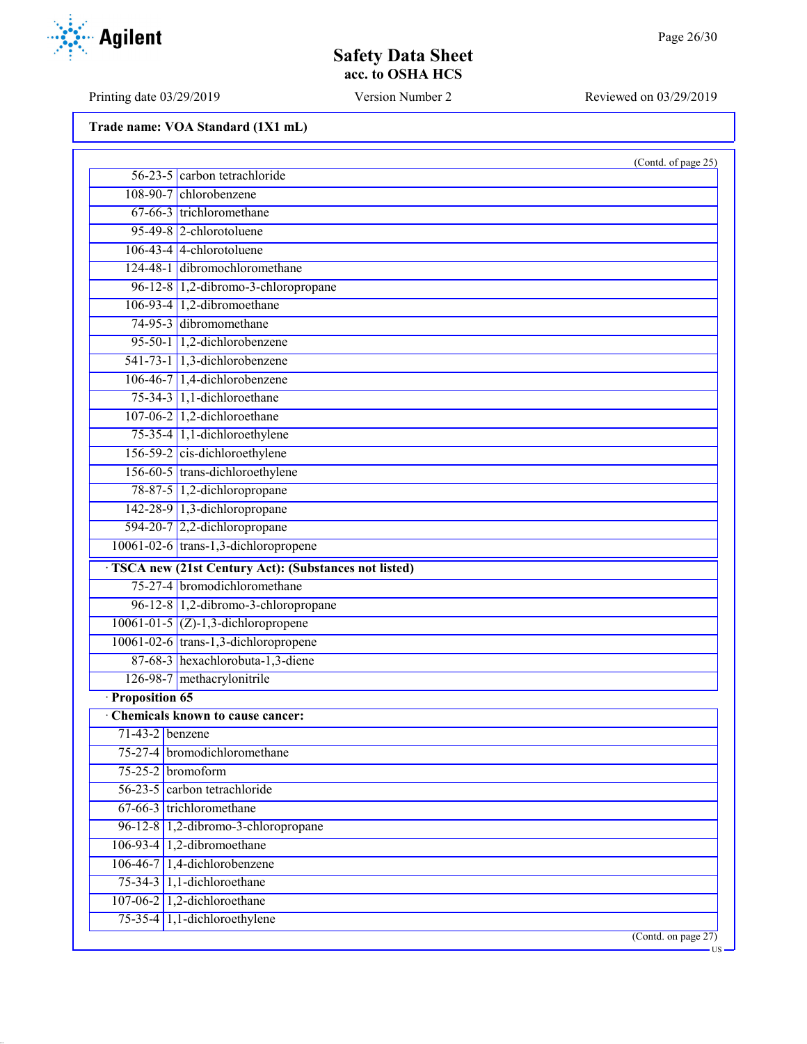**Trade name: VOA Standard (1X1 mL)**

(Contd. of page 25)

| | |
|---|---|
| 56-23-5 | carbon tetrachloride |
| 108-90-7 | chlorobenzene |
| 67-66-3 | trichloromethane |
| 95-49-8 | 2-chlorotoluene |
| 106-43-4 | 4-chlorotoluene |
| 124-48-1 | dibromochloromethane |
| 96-12-8 | 1,2-dibromo-3-chloropropane |
| 106-93-4 | 1,2-dibromoethane |
| 74-95-3 | dibromomethane |
| 95-50-1 | 1,2-dichlorobenzene |
| 541-73-1 | 1,3-dichlorobenzene |
| 106-46-7 | 1,4-dichlorobenzene |
| 75-34-3 | 1,1-dichloroethane |
| 107-06-2 | 1,2-dichloroethane |
| 75-35-4 | 1,1-dichloroethylene |
| 156-59-2 | cis-dichloroethylene |
| 156-60-5 | trans-dichloroethylene |
| 78-87-5 | 1,2-dichloropropane |
| 142-28-9 | 1,3-dichloropropane |
| 594-20-7 | 2,2-dichloropropane |
| 10061-02-6 | trans-1,3-dichloropropene |

· **TSCA new (21st Century Act): (Substances not listed)**

| | |
|---|---|
| 75-27-4 | bromodichloromethane |
| 96-12-8 | 1,2-dibromo-3-chloropropane |
| 10061-01-5 | (Z)-1,3-dichloropropene |
| 10061-02-6 | trans-1,3-dichloropropene |
| 87-68-3 | hexachlorobuta-1,3-diene |
| 126-98-7 | methacrylonitrile |

· **Proposition 65**

· **Chemicals known to cause cancer:**

| | |
|---|---|
| 71-43-2 | benzene |
| 75-27-4 | bromodichloromethane |
| 75-25-2 | bromoform |
| 56-23-5 | carbon tetrachloride |
| 67-66-3 | trichloromethane |
| 96-12-8 | 1,2-dibromo-3-chloropropane |
| 106-93-4 | 1,2-dibromoethane |
| 106-46-7 | 1,4-dichlorobenzene |
| 75-34-3 | 1,1-dichloroethane |
| 107-06-2 | 1,2-dichloroethane |
| 75-35-4 | 1,1-dichloroethylene |

(Contd. on page 27)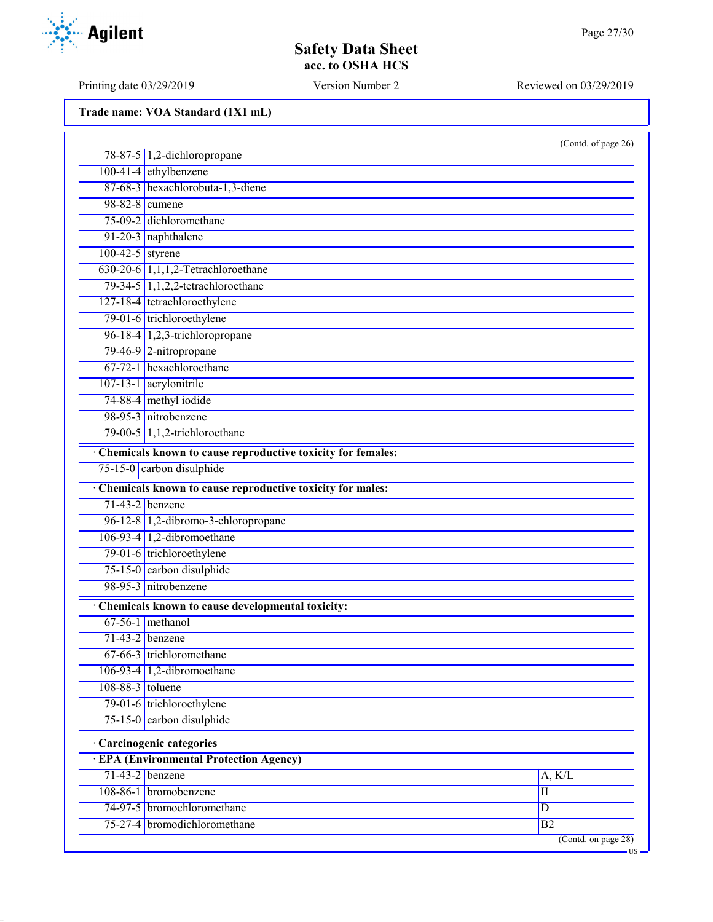Trade name: VOA Standard (1X1 mL)

(Contd. of page 26)

| | |
|---|---|
| 78-87-5 | 1,2-dichloropropane |
| 100-41-4 | ethylbenzene |
| 87-68-3 | hexachlorobuta-1,3-diene |
| 98-82-8 | cumene |
| 75-09-2 | dichloromethane |
| 91-20-3 | naphthalene |
| 100-42-5 | styrene |
| 630-20-6 | 1,1,1,2-Tetrachloroethane |
| 79-34-5 | 1,1,2,2-tetrachloroethane |
| 127-18-4 | tetrachloroethylene |
| 79-01-6 | trichloroethylene |
| 96-18-4 | 1,2,3-trichloropropane |
| 79-46-9 | 2-nitropropane |
| 67-72-1 | hexachloroethane |
| 107-13-1 | acrylonitrile |
| 74-88-4 | methyl iodide |
| 98-95-3 | nitrobenzene |
| 79-00-5 | 1,1,2-trichloroethane |

**· Chemicals known to cause reproductive toxicity for females:**

| | |
|---|---|
| 75-15-0 | carbon disulphide |

**· Chemicals known to cause reproductive toxicity for males:**

| | |
|---|---|
| 71-43-2 | benzene |
| 96-12-8 | 1,2-dibromo-3-chloropropane |
| 106-93-4 | 1,2-dibromoethane |
| 79-01-6 | trichloroethylene |
| 75-15-0 | carbon disulphide |
| 98-95-3 | nitrobenzene |

**· Chemicals known to cause developmental toxicity:**

| | |
|---|---|
| 67-56-1 | methanol |
| 71-43-2 | benzene |
| 67-66-3 | trichloromethane |
| 106-93-4 | 1,2-dibromoethane |
| 108-88-3 | toluene |
| 79-01-6 | trichloroethylene |
| 75-15-0 | carbon disulphide |

**· Carcinogenic categories**

**· EPA (Environmental Protection Agency)**

| | | |
|---|---|---|
| 71-43-2 | benzene | A, K/L |
| 108-86-1 | bromobenzene | II |
| 74-97-5 | bromochloromethane | D |
| 75-27-4 | bromodichloromethane | B2 |

(Contd. on page 28)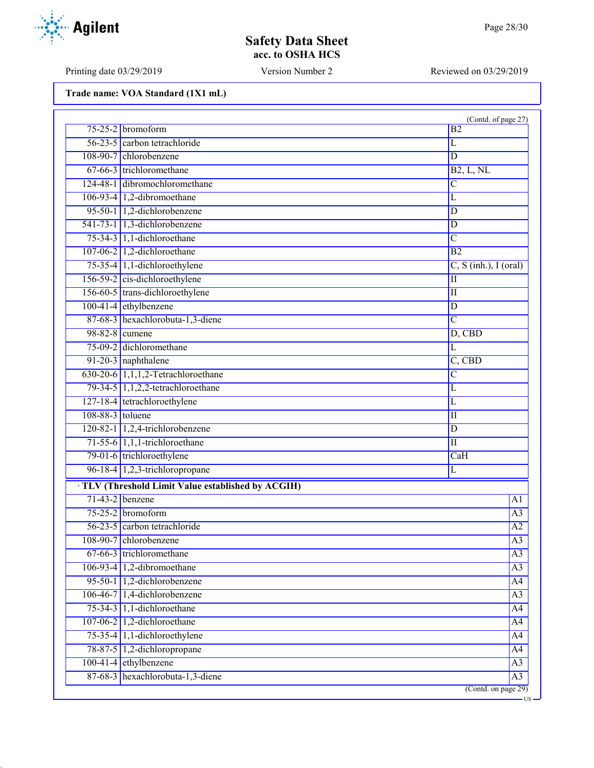**Trade name: VOA Standard (1X1 mL)**

(Contd. of page 27)

| | | |
|---|---|---|
| 75-25-2 | bromoform | B2 |
| 56-23-5 | carbon tetrachloride | L |
| 108-90-7 | chlorobenzene | D |
| 67-66-3 | trichloromethane | B2, L, NL |
| 124-48-1 | dibromochloromethane | C |
| 106-93-4 | 1,2-dibromoethane | L |
| 95-50-1 | 1,2-dichlorobenzene | D |
| 541-73-1 | 1,3-dichlorobenzene | D |
| 75-34-3 | 1,1-dichloroethane | C |
| 107-06-2 | 1,2-dichloroethane | B2 |
| 75-35-4 | 1,1-dichloroethylene | C, S (inh.), I (oral) |
| 156-59-2 | cis-dichloroethylene | II |
| 156-60-5 | trans-dichloroethylene | II |
| 100-41-4 | ethylbenzene | D |
| 87-68-3 | hexachlorobuta-1,3-diene | C |
| 98-82-8 | cumene | D, CBD |
| 75-09-2 | dichloromethane | L |
| 91-20-3 | naphthalene | C, CBD |
| 630-20-6 | 1,1,1,2-Tetrachloroethane | C |
| 79-34-5 | 1,1,2,2-tetrachloroethane | L |
| 127-18-4 | tetrachloroethylene | L |
| 108-88-3 | toluene | II |
| 120-82-1 | 1,2,4-trichlorobenzene | D |
| 71-55-6 | 1,1,1-trichloroethane | II |
| 79-01-6 | trichloroethylene | CaH |
| 96-18-4 | 1,2,3-trichloropropane | L |

· **TLV (Threshold Limit Value established by ACGIH)**

| | | |
|---|---|---|
| 71-43-2 | benzene | A1 |
| 75-25-2 | bromoform | A3 |
| 56-23-5 | carbon tetrachloride | A2 |
| 108-90-7 | chlorobenzene | A3 |
| 67-66-3 | trichloromethane | A3 |
| 106-93-4 | 1,2-dibromoethane | A3 |
| 95-50-1 | 1,2-dichlorobenzene | A4 |
| 106-46-7 | 1,4-dichlorobenzene | A3 |
| 75-34-3 | 1,1-dichloroethane | A4 |
| 107-06-2 | 1,2-dichloroethane | A4 |
| 75-35-4 | 1,1-dichloroethylene | A4 |
| 78-87-5 | 1,2-dichloropropane | A4 |
| 100-41-4 | ethylbenzene | A3 |
| 87-68-3 | hexachlorobuta-1,3-diene | A3 |

(Contd. on page 29)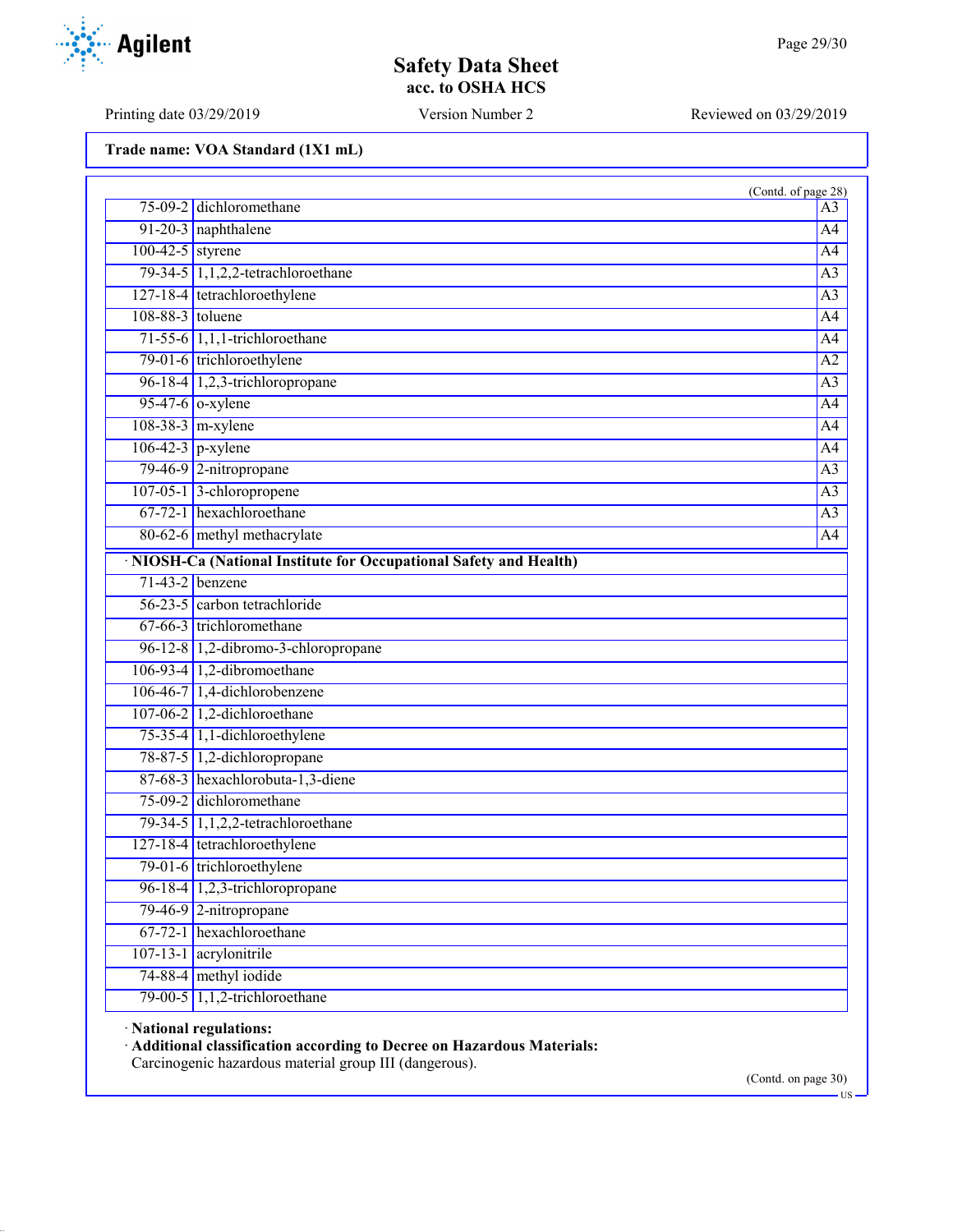**Trade name: VOA Standard (1X1 mL)**

(Contd. of page 28)

| | | |
|---|---|---|
| 75-09-2 | dichloromethane | A3 |
| 91-20-3 | naphthalene | A4 |
| 100-42-5 | styrene | A4 |
| 79-34-5 | 1,1,2,2-tetrachloroethane | A3 |
| 127-18-4 | tetrachloroethylene | A3 |
| 108-88-3 | toluene | A4 |
| 71-55-6 | 1,1,1-trichloroethane | A4 |
| 79-01-6 | trichloroethylene | A2 |
| 96-18-4 | 1,2,3-trichloropropane | A3 |
| 95-47-6 | o-xylene | A4 |
| 108-38-3 | m-xylene | A4 |
| 106-42-3 | p-xylene | A4 |
| 79-46-9 | 2-nitropropane | A3 |
| 107-05-1 | 3-chloropropene | A3 |
| 67-72-1 | hexachloroethane | A3 |
| 80-62-6 | methyl methacrylate | A4 |

· **NIOSH-Ca (National Institute for Occupational Safety and Health)**

| | |
|---|---|
| 71-43-2 | benzene |
| 56-23-5 | carbon tetrachloride |
| 67-66-3 | trichloromethane |
| 96-12-8 | 1,2-dibromo-3-chloropropane |
| 106-93-4 | 1,2-dibromoethane |
| 106-46-7 | 1,4-dichlorobenzene |
| 107-06-2 | 1,2-dichloroethane |
| 75-35-4 | 1,1-dichloroethylene |
| 78-87-5 | 1,2-dichloropropane |
| 87-68-3 | hexachlorobuta-1,3-diene |
| 75-09-2 | dichloromethane |
| 79-34-5 | 1,1,2,2-tetrachloroethane |
| 127-18-4 | tetrachloroethylene |
| 79-01-6 | trichloroethylene |
| 96-18-4 | 1,2,3-trichloropropane |
| 79-46-9 | 2-nitropropane |
| 67-72-1 | hexachloroethane |
| 107-13-1 | acrylonitrile |
| 74-88-4 | methyl iodide |
| 79-00-5 | 1,1,2-trichloroethane |

· **National regulations:**

· **Additional classification according to Decree on Hazardous Materials:**
Carcinogenic hazardous material group III (dangerous).

(Contd. on page 30)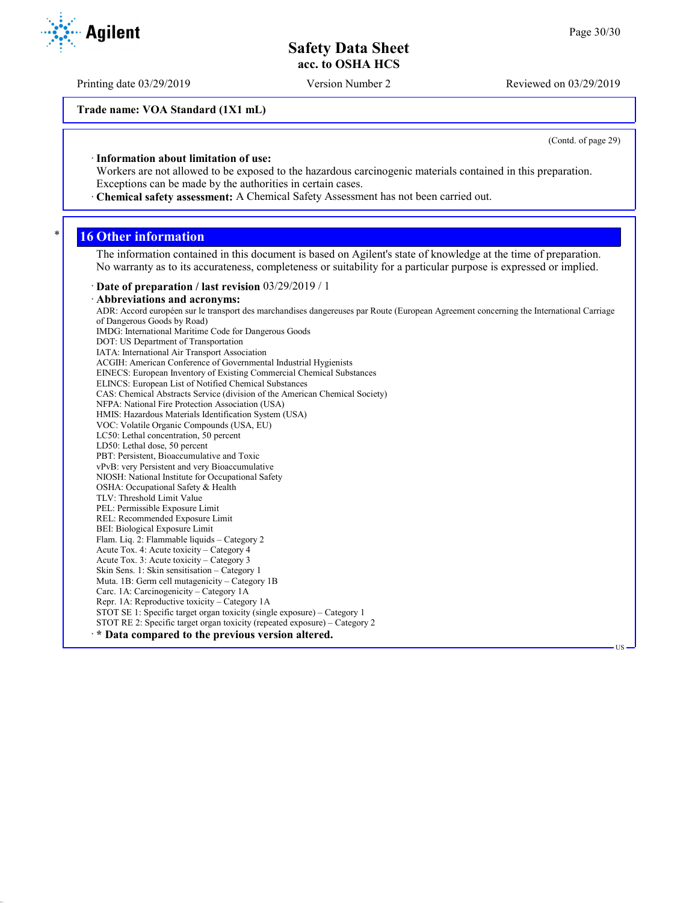**Trade name: VOA Standard (1X1 mL)**

(Contd. of page 29)

· **Information about limitation of use:**
Workers are not allowed to be exposed to the hazardous carcinogenic materials contained in this preparation. Exceptions can be made by the authorities in certain cases.

· **Chemical safety assessment:** A Chemical Safety Assessment has not been carried out.

## 16 Other information

The information contained in this document is based on Agilent's state of knowledge at the time of preparation. No warranty as to its accurateness, completeness or suitability for a particular purpose is expressed or implied.

· **Date of preparation / last revision** 03/29/2019 / 1

· **Abbreviations and acronyms:**
ADR: Accord européen sur le transport des marchandises dangereuses par Route (European Agreement concerning the International Carriage of Dangerous Goods by Road)
IMDG: International Maritime Code for Dangerous Goods
DOT: US Department of Transportation
IATA: International Air Transport Association
ACGIH: American Conference of Governmental Industrial Hygienists
EINECS: European Inventory of Existing Commercial Chemical Substances
ELINCS: European List of Notified Chemical Substances
CAS: Chemical Abstracts Service (division of the American Chemical Society)
NFPA: National Fire Protection Association (USA)
HMIS: Hazardous Materials Identification System (USA)
VOC: Volatile Organic Compounds (USA, EU)
LC50: Lethal concentration, 50 percent
LD50: Lethal dose, 50 percent
PBT: Persistent, Bioaccumulative and Toxic
vPvB: very Persistent and very Bioaccumulative
NIOSH: National Institute for Occupational Safety
OSHA: Occupational Safety & Health
TLV: Threshold Limit Value
PEL: Permissible Exposure Limit
REL: Recommended Exposure Limit
BEI: Biological Exposure Limit
Flam. Liq. 2: Flammable liquids – Category 2
Acute Tox. 4: Acute toxicity – Category 4
Acute Tox. 3: Acute toxicity – Category 3
Skin Sens. 1: Skin sensitisation – Category 1
Muta. 1B: Germ cell mutagenicity – Category 1B
Carc. 1A: Carcinogenicity – Category 1A
Repr. 1A: Reproductive toxicity – Category 1A
STOT SE 1: Specific target organ toxicity (single exposure) – Category 1
STOT RE 2: Specific target organ toxicity (repeated exposure) – Category 2

· **\* Data compared to the previous version altered.**